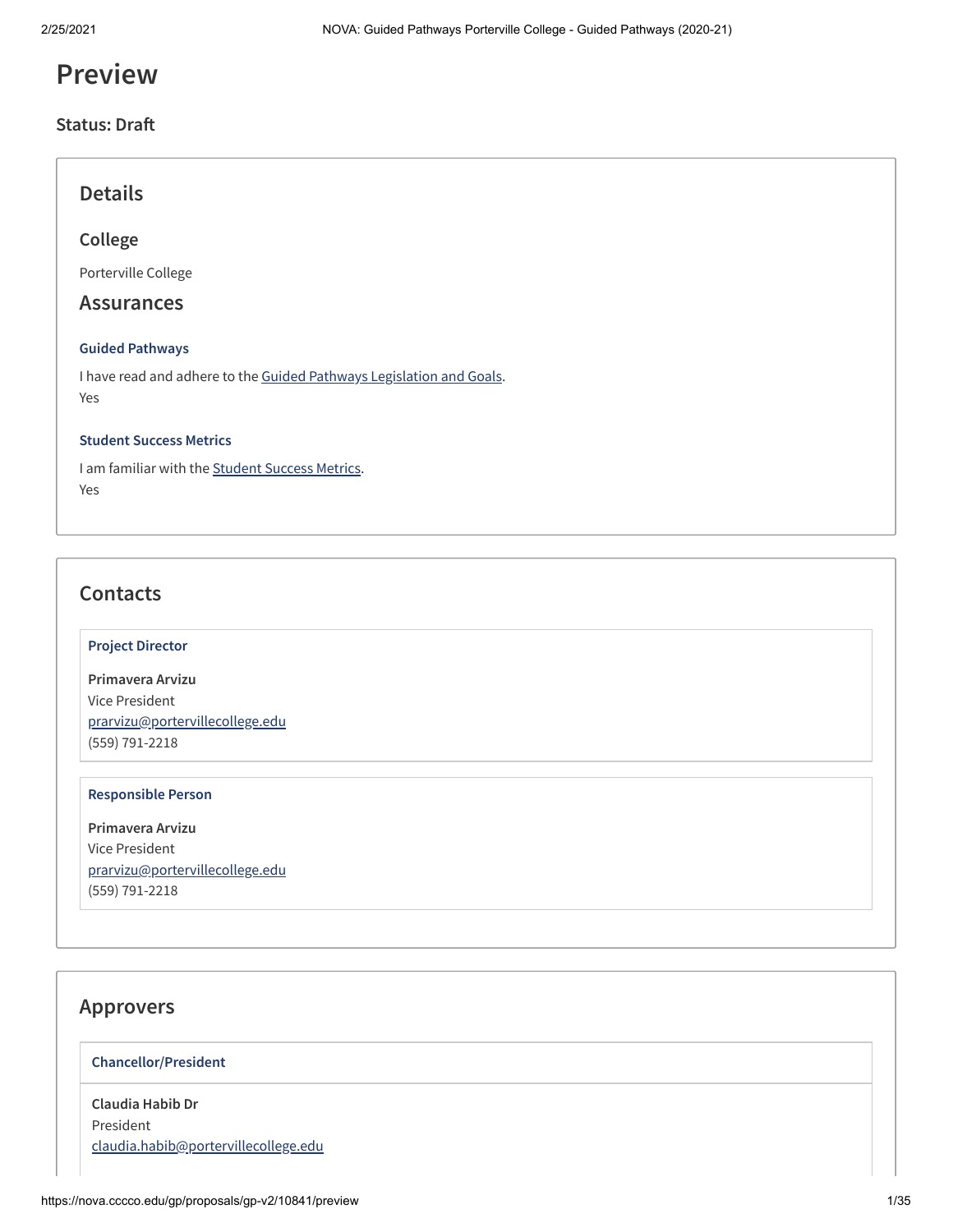# Preview

### Status: Draft

## Details

### College

Porterville College

## Assurances

#### Guided Pathways

I have read and adhere to the Guided Pathways Legislation and Goals.
Yes

#### Student Success Metrics

I am familiar with the Student Success Metrics.
Yes

## Contacts

#### Project Director

**Primavera Arvizu**
Vice President
prarvizu@portervillecollege.edu
(559) 791-2218

#### Responsible Person

**Primavera Arvizu**
Vice President
prarvizu@portervillecollege.edu
(559) 791-2218

## Approvers

#### Chancellor/President

**Claudia Habib Dr**
President
claudia.habib@portervillecollege.edu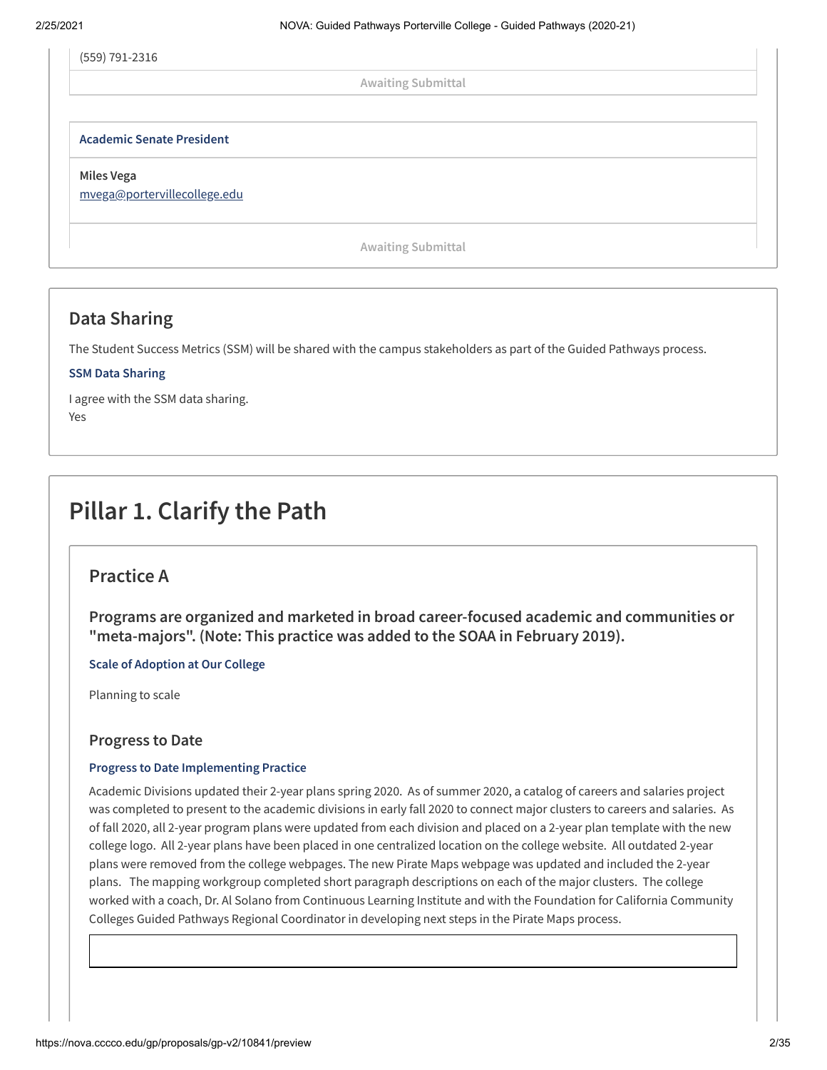(559) 791-2316

Awaiting Submittal

**Academic Senate President**

**Miles Vega**
mvega@portervillecollege.edu

Awaiting Submittal

## Data Sharing

The Student Success Metrics (SSM) will be shared with the campus stakeholders as part of the Guided Pathways process.

**SSM Data Sharing**

I agree with the SSM data sharing.
Yes

# Pillar 1. Clarify the Path

## Practice A

### Programs are organized and marketed in broad career-focused academic and communities or "meta-majors". (Note: This practice was added to the SOAA in February 2019).

**Scale of Adoption at Our College**

Planning to scale

### Progress to Date

**Progress to Date Implementing Practice**

Academic Divisions updated their 2-year plans spring 2020. As of summer 2020, a catalog of careers and salaries project was completed to present to the academic divisions in early fall 2020 to connect major clusters to careers and salaries. As of fall 2020, all 2-year program plans were updated from each division and placed on a 2-year plan template with the new college logo. All 2-year plans have been placed in one centralized location on the college website. All outdated 2-year plans were removed from the college webpages. The new Pirate Maps webpage was updated and included the 2-year plans. The mapping workgroup completed short paragraph descriptions on each of the major clusters. The college worked with a coach, Dr. Al Solano from Continuous Learning Institute and with the Foundation for California Community Colleges Guided Pathways Regional Coordinator in developing next steps in the Pirate Maps process.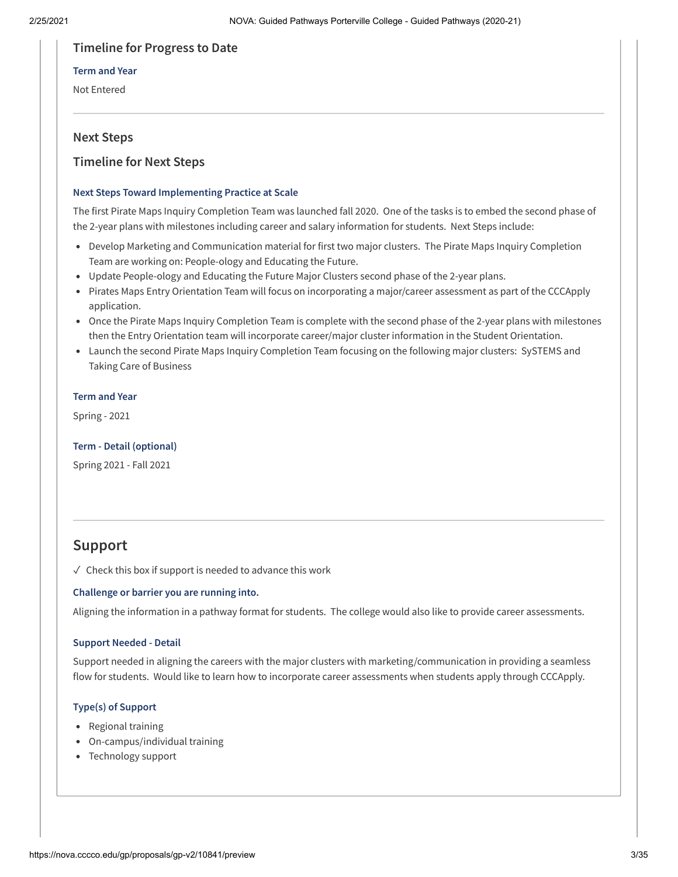### Timeline for Progress to Date

#### Term and Year

Not Entered

### Next Steps

### Timeline for Next Steps

#### Next Steps Toward Implementing Practice at Scale

The first Pirate Maps Inquiry Completion Team was launched fall 2020. One of the tasks is to embed the second phase of the 2-year plans with milestones including career and salary information for students. Next Steps include:

- Develop Marketing and Communication material for first two major clusters. The Pirate Maps Inquiry Completion Team are working on: People-ology and Educating the Future.
- Update People-ology and Educating the Future Major Clusters second phase of the 2-year plans.
- Pirates Maps Entry Orientation Team will focus on incorporating a major/career assessment as part of the CCCApply application.
- Once the Pirate Maps Inquiry Completion Team is complete with the second phase of the 2-year plans with milestones then the Entry Orientation team will incorporate career/major cluster information in the Student Orientation.
- Launch the second Pirate Maps Inquiry Completion Team focusing on the following major clusters: SySTEMS and Taking Care of Business

#### Term and Year

Spring - 2021

#### Term - Detail (optional)

Spring 2021 - Fall 2021

## Support

✓ Check this box if support is needed to advance this work

#### Challenge or barrier you are running into.

Aligning the information in a pathway format for students. The college would also like to provide career assessments.

#### Support Needed - Detail

Support needed in aligning the careers with the major clusters with marketing/communication in providing a seamless flow for students. Would like to learn how to incorporate career assessments when students apply through CCCApply.

#### Type(s) of Support

- Regional training
- On-campus/individual training
- Technology support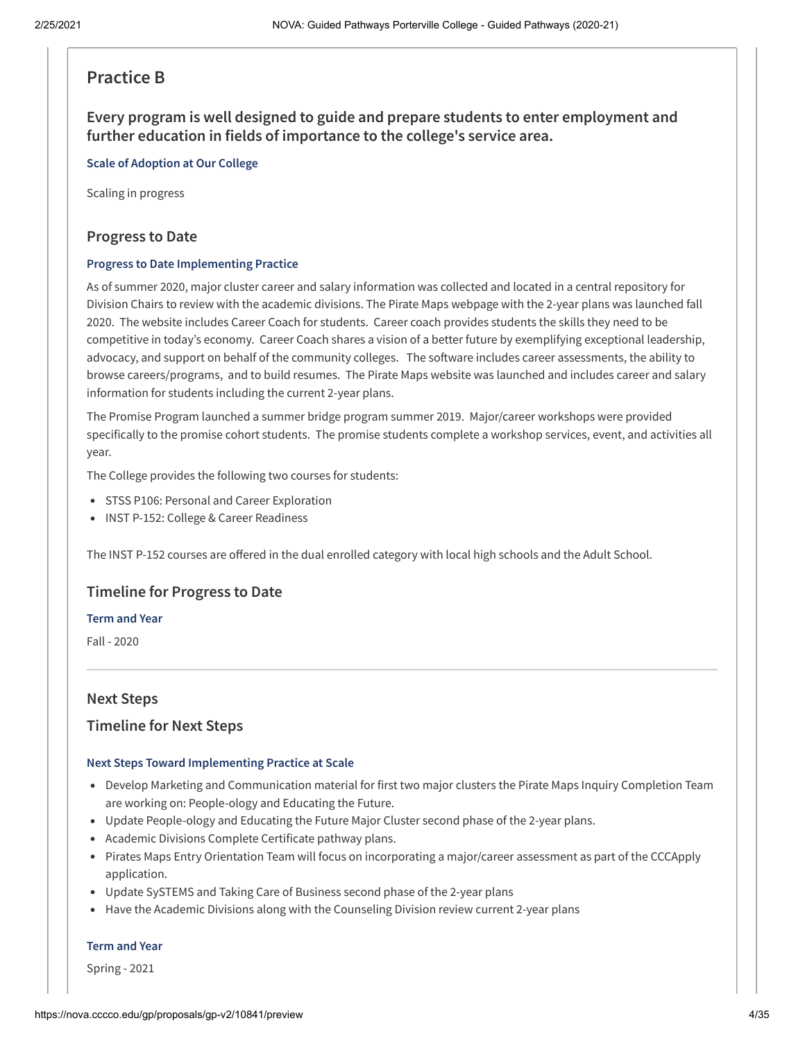## Practice B

### Every program is well designed to guide and prepare students to enter employment and further education in fields of importance to the college's service area.

**Scale of Adoption at Our College**

Scaling in progress

### Progress to Date

**Progress to Date Implementing Practice**

As of summer 2020, major cluster career and salary information was collected and located in a central repository for Division Chairs to review with the academic divisions. The Pirate Maps webpage with the 2-year plans was launched fall 2020. The website includes Career Coach for students. Career coach provides students the skills they need to be competitive in today's economy. Career Coach shares a vision of a better future by exemplifying exceptional leadership, advocacy, and support on behalf of the community colleges. The software includes career assessments, the ability to browse careers/programs, and to build resumes. The Pirate Maps website was launched and includes career and salary information for students including the current 2-year plans.

The Promise Program launched a summer bridge program summer 2019. Major/career workshops were provided specifically to the promise cohort students. The promise students complete a workshop services, event, and activities all year.

The College provides the following two courses for students:

- STSS P106: Personal and Career Exploration
- INST P-152: College & Career Readiness

The INST P-152 courses are offered in the dual enrolled category with local high schools and the Adult School.

### Timeline for Progress to Date

**Term and Year**

Fall - 2020

---

### Next Steps

### Timeline for Next Steps

**Next Steps Toward Implementing Practice at Scale**

- Develop Marketing and Communication material for first two major clusters the Pirate Maps Inquiry Completion Team are working on: People-ology and Educating the Future.
- Update People-ology and Educating the Future Major Cluster second phase of the 2-year plans.
- Academic Divisions Complete Certificate pathway plans.
- Pirates Maps Entry Orientation Team will focus on incorporating a major/career assessment as part of the CCCApply application.
- Update SySTEMS and Taking Care of Business second phase of the 2-year plans
- Have the Academic Divisions along with the Counseling Division review current 2-year plans

**Term and Year**

Spring - 2021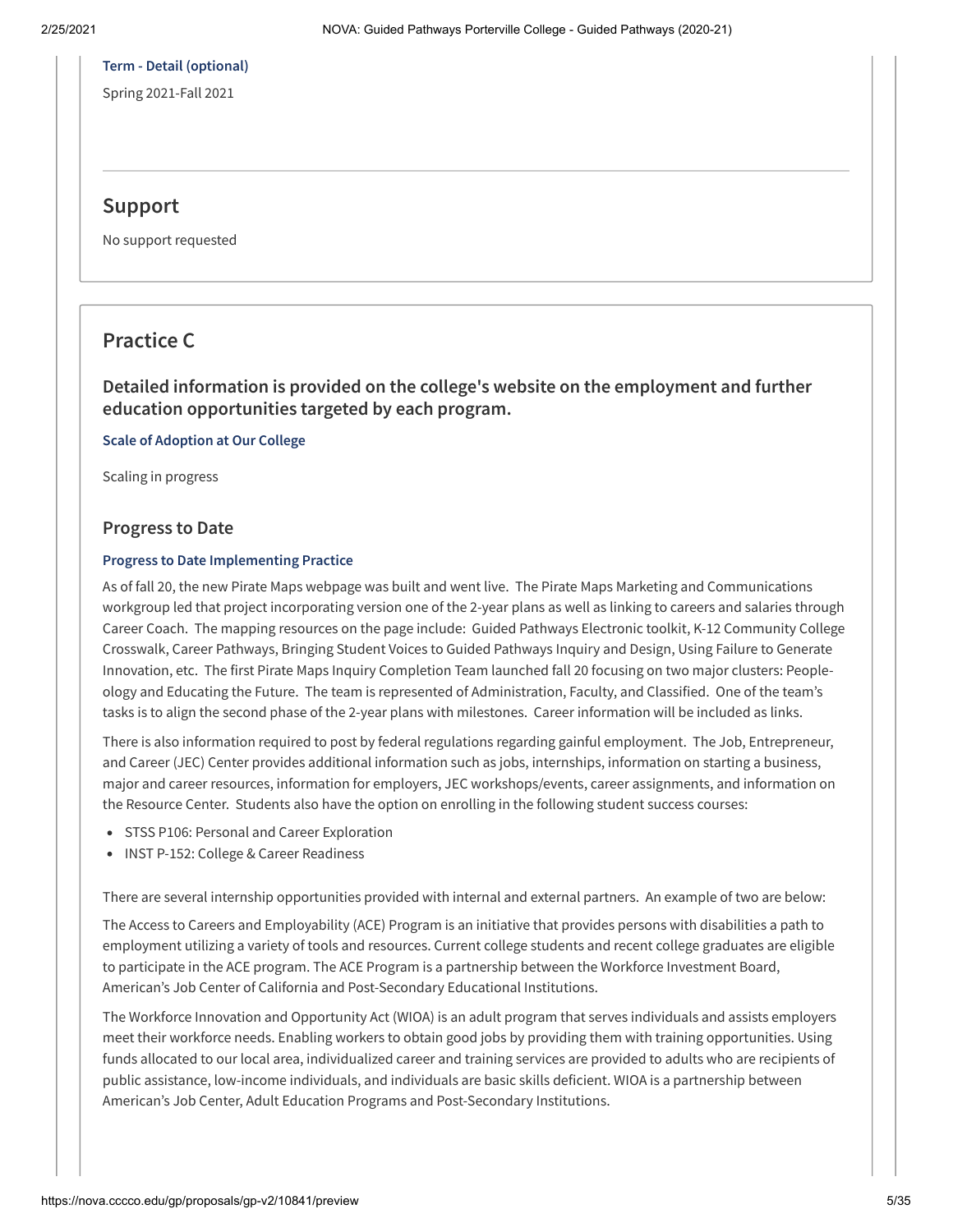**Term - Detail (optional)**

Spring 2021-Fall 2021

## Support

No support requested

## Practice C

### Detailed information is provided on the college's website on the employment and further education opportunities targeted by each program.

**Scale of Adoption at Our College**

Scaling in progress

### Progress to Date

**Progress to Date Implementing Practice**

As of fall 20, the new Pirate Maps webpage was built and went live. The Pirate Maps Marketing and Communications workgroup led that project incorporating version one of the 2-year plans as well as linking to careers and salaries through Career Coach. The mapping resources on the page include: Guided Pathways Electronic toolkit, K-12 Community College Crosswalk, Career Pathways, Bringing Student Voices to Guided Pathways Inquiry and Design, Using Failure to Generate Innovation, etc. The first Pirate Maps Inquiry Completion Team launched fall 20 focusing on two major clusters: People-ology and Educating the Future. The team is represented of Administration, Faculty, and Classified. One of the team's tasks is to align the second phase of the 2-year plans with milestones. Career information will be included as links.

There is also information required to post by federal regulations regarding gainful employment. The Job, Entrepreneur, and Career (JEC) Center provides additional information such as jobs, internships, information on starting a business, major and career resources, information for employers, JEC workshops/events, career assignments, and information on the Resource Center. Students also have the option on enrolling in the following student success courses:

- STSS P106: Personal and Career Exploration
- INST P-152: College & Career Readiness

There are several internship opportunities provided with internal and external partners. An example of two are below:

The Access to Careers and Employability (ACE) Program is an initiative that provides persons with disabilities a path to employment utilizing a variety of tools and resources. Current college students and recent college graduates are eligible to participate in the ACE program. The ACE Program is a partnership between the Workforce Investment Board, American's Job Center of California and Post-Secondary Educational Institutions.

The Workforce Innovation and Opportunity Act (WIOA) is an adult program that serves individuals and assists employers meet their workforce needs. Enabling workers to obtain good jobs by providing them with training opportunities. Using funds allocated to our local area, individualized career and training services are provided to adults who are recipients of public assistance, low-income individuals, and individuals are basic skills deficient. WIOA is a partnership between American's Job Center, Adult Education Programs and Post-Secondary Institutions.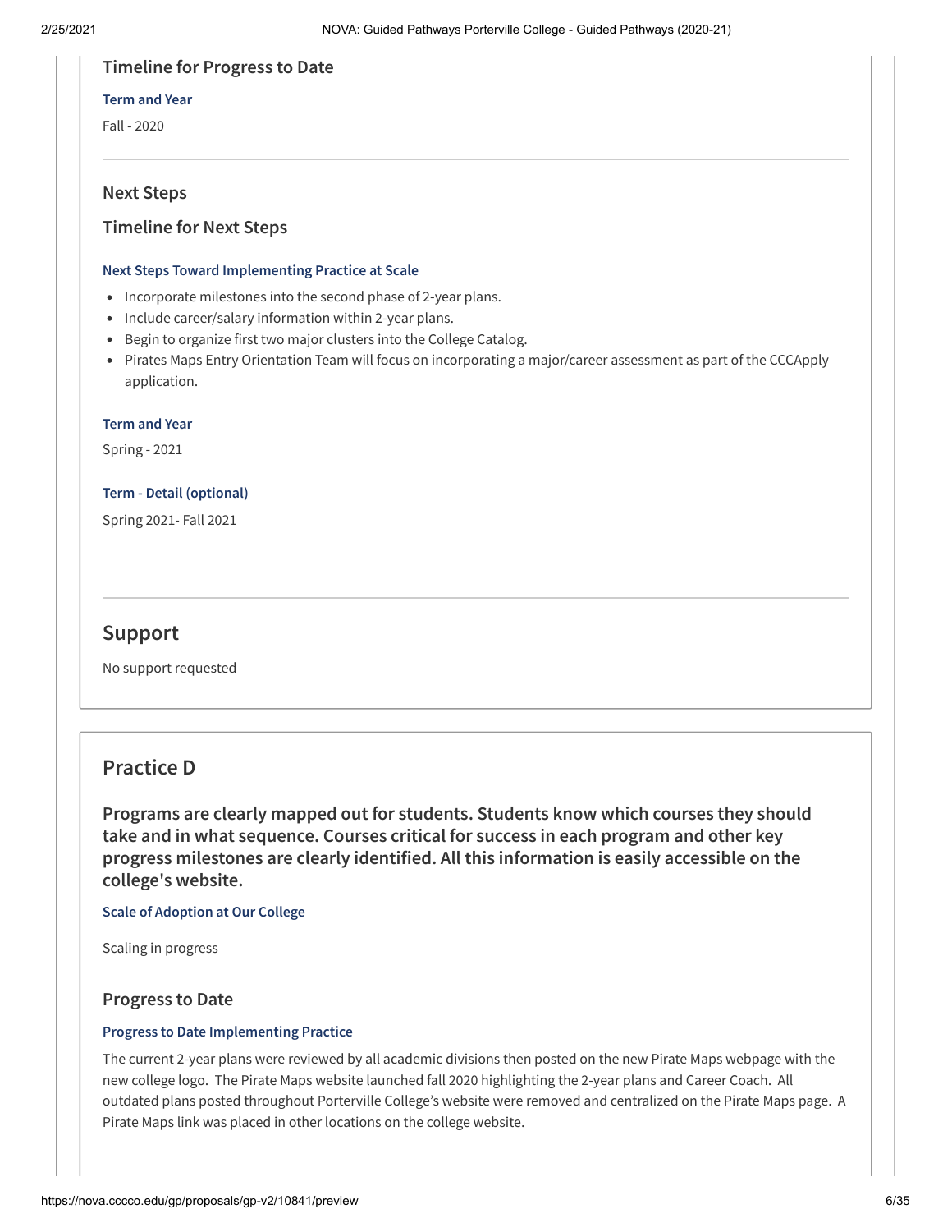### Timeline for Progress to Date

**Term and Year**

Fall - 2020

### Next Steps

### Timeline for Next Steps

**Next Steps Toward Implementing Practice at Scale**

- Incorporate milestones into the second phase of 2-year plans.
- Include career/salary information within 2-year plans.
- Begin to organize first two major clusters into the College Catalog.
- Pirates Maps Entry Orientation Team will focus on incorporating a major/career assessment as part of the CCCApply application.

**Term and Year**

Spring - 2021

**Term - Detail (optional)**

Spring 2021- Fall 2021

## Support

No support requested

## Practice D

### Programs are clearly mapped out for students. Students know which courses they should take and in what sequence. Courses critical for success in each program and other key progress milestones are clearly identified. All this information is easily accessible on the college's website.

**Scale of Adoption at Our College**

Scaling in progress

### Progress to Date

**Progress to Date Implementing Practice**

The current 2-year plans were reviewed by all academic divisions then posted on the new Pirate Maps webpage with the new college logo. The Pirate Maps website launched fall 2020 highlighting the 2-year plans and Career Coach. All outdated plans posted throughout Porterville College's website were removed and centralized on the Pirate Maps page. A Pirate Maps link was placed in other locations on the college website.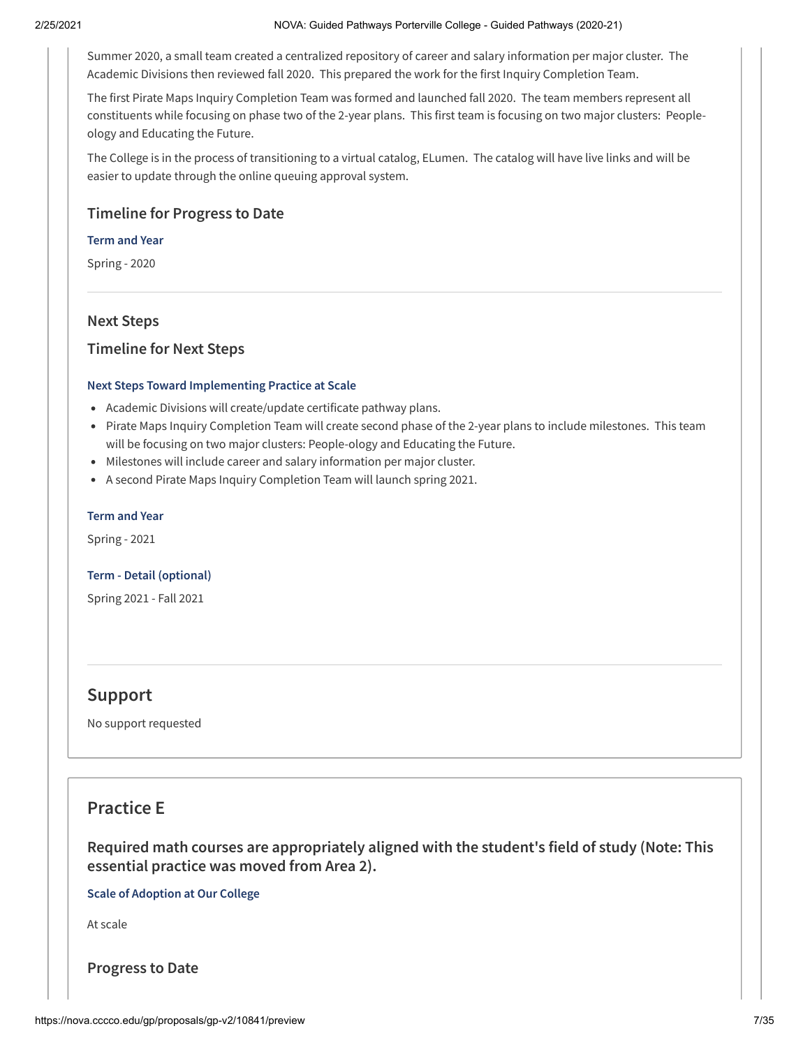Summer 2020, a small team created a centralized repository of career and salary information per major cluster. The Academic Divisions then reviewed fall 2020. This prepared the work for the first Inquiry Completion Team.

The first Pirate Maps Inquiry Completion Team was formed and launched fall 2020. The team members represent all constituents while focusing on phase two of the 2-year plans. This first team is focusing on two major clusters: People-ology and Educating the Future.

The College is in the process of transitioning to a virtual catalog, ELumen. The catalog will have live links and will be easier to update through the online queuing approval system.

### Timeline for Progress to Date

**Term and Year**

Spring - 2020

### Next Steps

### Timeline for Next Steps

**Next Steps Toward Implementing Practice at Scale**

- Academic Divisions will create/update certificate pathway plans.
- Pirate Maps Inquiry Completion Team will create second phase of the 2-year plans to include milestones. This team will be focusing on two major clusters: People-ology and Educating the Future.
- Milestones will include career and salary information per major cluster.
- A second Pirate Maps Inquiry Completion Team will launch spring 2021.

**Term and Year**

Spring - 2021

**Term - Detail (optional)**

Spring 2021 - Fall 2021

## Support

No support requested

## Practice E

### Required math courses are appropriately aligned with the student's field of study (Note: This essential practice was moved from Area 2).

**Scale of Adoption at Our College**

At scale

### Progress to Date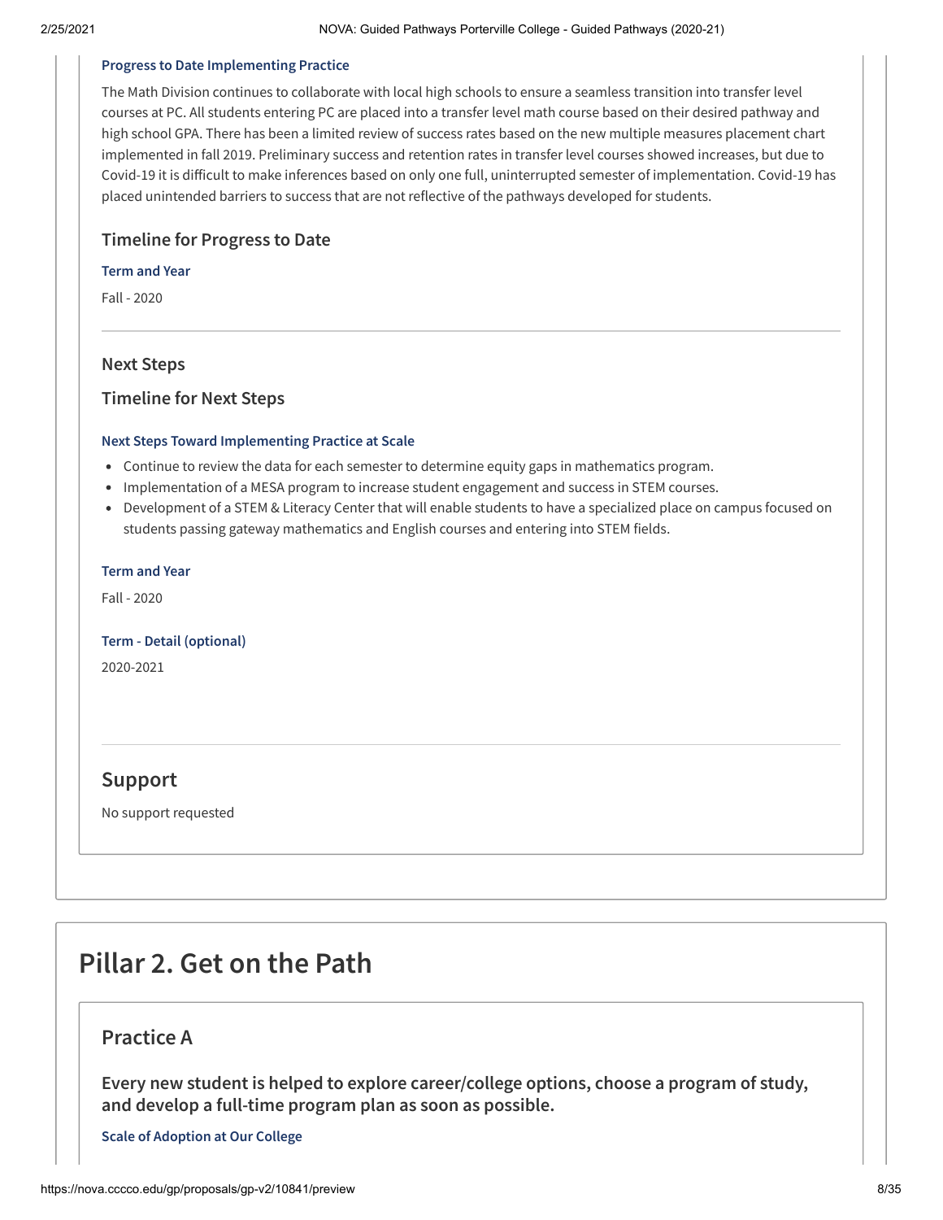**Progress to Date Implementing Practice**

The Math Division continues to collaborate with local high schools to ensure a seamless transition into transfer level courses at PC. All students entering PC are placed into a transfer level math course based on their desired pathway and high school GPA. There has been a limited review of success rates based on the new multiple measures placement chart implemented in fall 2019. Preliminary success and retention rates in transfer level courses showed increases, but due to Covid-19 it is difficult to make inferences based on only one full, uninterrupted semester of implementation. Covid-19 has placed unintended barriers to success that are not reflective of the pathways developed for students.

### Timeline for Progress to Date

**Term and Year**

Fall - 2020

---

### Next Steps

### Timeline for Next Steps

**Next Steps Toward Implementing Practice at Scale**

- Continue to review the data for each semester to determine equity gaps in mathematics program.
- Implementation of a MESA program to increase student engagement and success in STEM courses.
- Development of a STEM & Literacy Center that will enable students to have a specialized place on campus focused on students passing gateway mathematics and English courses and entering into STEM fields.

**Term and Year**

Fall - 2020

**Term - Detail (optional)**

2020-2021

---

## Support

No support requested

# Pillar 2. Get on the Path

## Practice A

### Every new student is helped to explore career/college options, choose a program of study, and develop a full-time program plan as soon as possible.

**Scale of Adoption at Our College**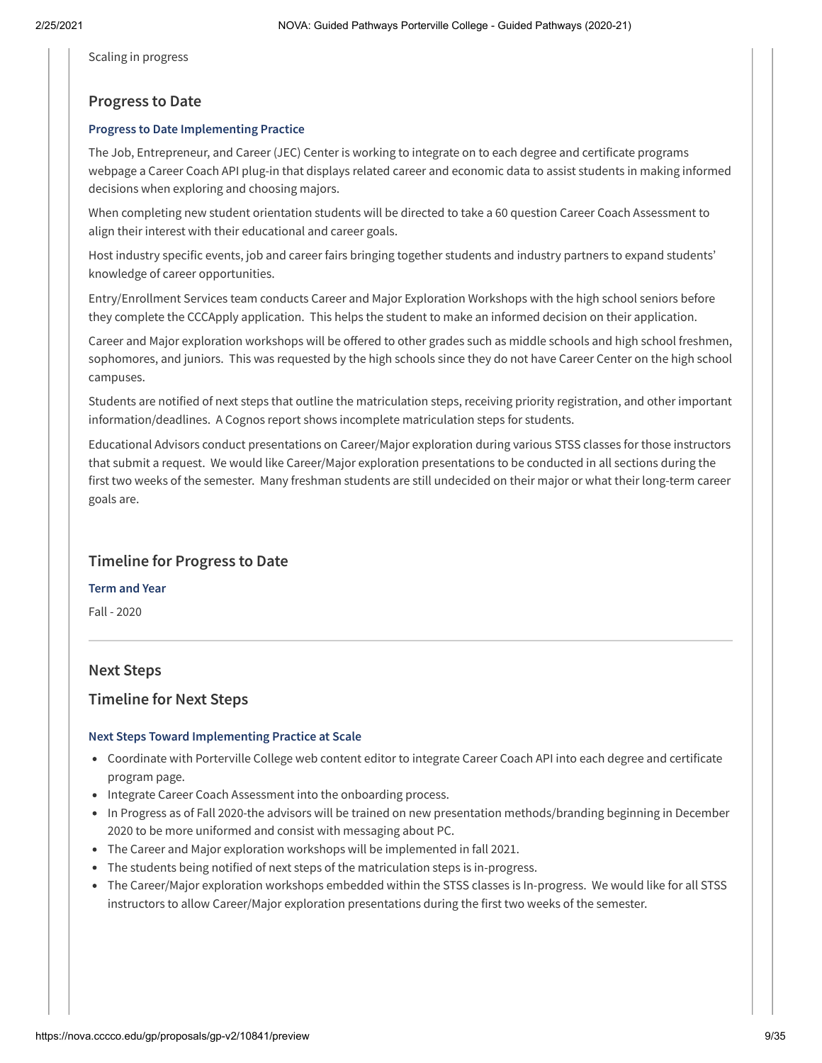Scaling in progress

## Progress to Date

### Progress to Date Implementing Practice

The Job, Entrepreneur, and Career (JEC) Center is working to integrate on to each degree and certificate programs webpage a Career Coach API plug-in that displays related career and economic data to assist students in making informed decisions when exploring and choosing majors.

When completing new student orientation students will be directed to take a 60 question Career Coach Assessment to align their interest with their educational and career goals.

Host industry specific events, job and career fairs bringing together students and industry partners to expand students' knowledge of career opportunities.

Entry/Enrollment Services team conducts Career and Major Exploration Workshops with the high school seniors before they complete the CCCApply application. This helps the student to make an informed decision on their application.

Career and Major exploration workshops will be offered to other grades such as middle schools and high school freshmen, sophomores, and juniors. This was requested by the high schools since they do not have Career Center on the high school campuses.

Students are notified of next steps that outline the matriculation steps, receiving priority registration, and other important information/deadlines. A Cognos report shows incomplete matriculation steps for students.

Educational Advisors conduct presentations on Career/Major exploration during various STSS classes for those instructors that submit a request. We would like Career/Major exploration presentations to be conducted in all sections during the first two weeks of the semester. Many freshman students are still undecided on their major or what their long-term career goals are.

## Timeline for Progress to Date

### Term and Year

Fall - 2020

---

## Next Steps

## Timeline for Next Steps

### Next Steps Toward Implementing Practice at Scale

- Coordinate with Porterville College web content editor to integrate Career Coach API into each degree and certificate program page.
- Integrate Career Coach Assessment into the onboarding process.
- In Progress as of Fall 2020-the advisors will be trained on new presentation methods/branding beginning in December 2020 to be more uniformed and consist with messaging about PC.
- The Career and Major exploration workshops will be implemented in fall 2021.
- The students being notified of next steps of the matriculation steps is in-progress.
- The Career/Major exploration workshops embedded within the STSS classes is In-progress. We would like for all STSS instructors to allow Career/Major exploration presentations during the first two weeks of the semester.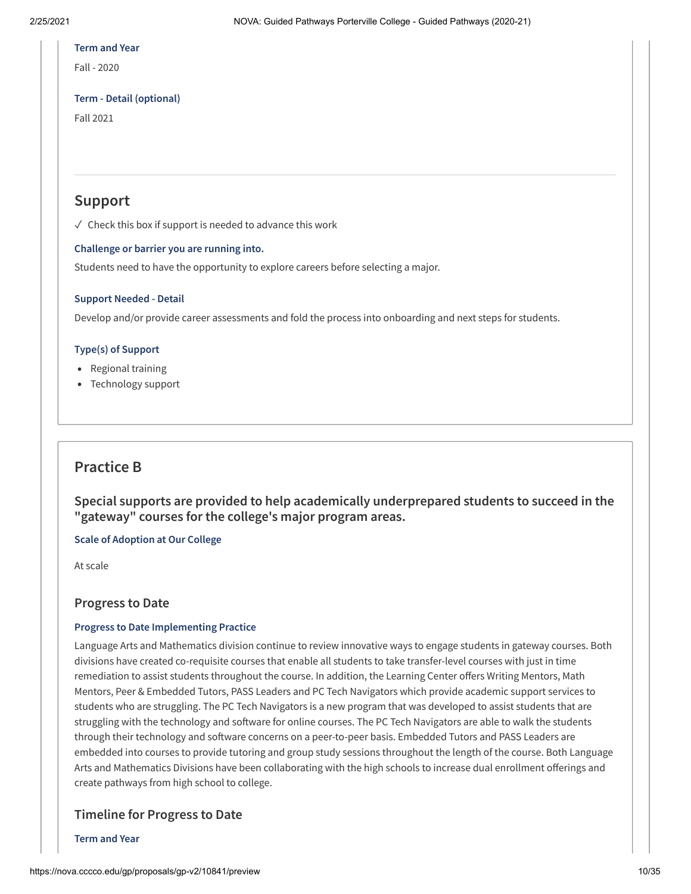**Term and Year**

Fall - 2020

**Term - Detail (optional)**

Fall 2021

---

## Support

✓ Check this box if support is needed to advance this work

**Challenge or barrier you are running into.**

Students need to have the opportunity to explore careers before selecting a major.

**Support Needed - Detail**

Develop and/or provide career assessments and fold the process into onboarding and next steps for students.

**Type(s) of Support**

- Regional training
- Technology support

## Practice B

### Special supports are provided to help academically underprepared students to succeed in the "gateway" courses for the college's major program areas.

**Scale of Adoption at Our College**

At scale

### Progress to Date

**Progress to Date Implementing Practice**

Language Arts and Mathematics division continue to review innovative ways to engage students in gateway courses. Both divisions have created co-requisite courses that enable all students to take transfer-level courses with just in time remediation to assist students throughout the course. In addition, the Learning Center offers Writing Mentors, Math Mentors, Peer & Embedded Tutors, PASS Leaders and PC Tech Navigators which provide academic support services to students who are struggling. The PC Tech Navigators is a new program that was developed to assist students that are struggling with the technology and software for online courses. The PC Tech Navigators are able to walk the students through their technology and software concerns on a peer-to-peer basis. Embedded Tutors and PASS Leaders are embedded into courses to provide tutoring and group study sessions throughout the length of the course. Both Language Arts and Mathematics Divisions have been collaborating with the high schools to increase dual enrollment offerings and create pathways from high school to college.

### Timeline for Progress to Date

**Term and Year**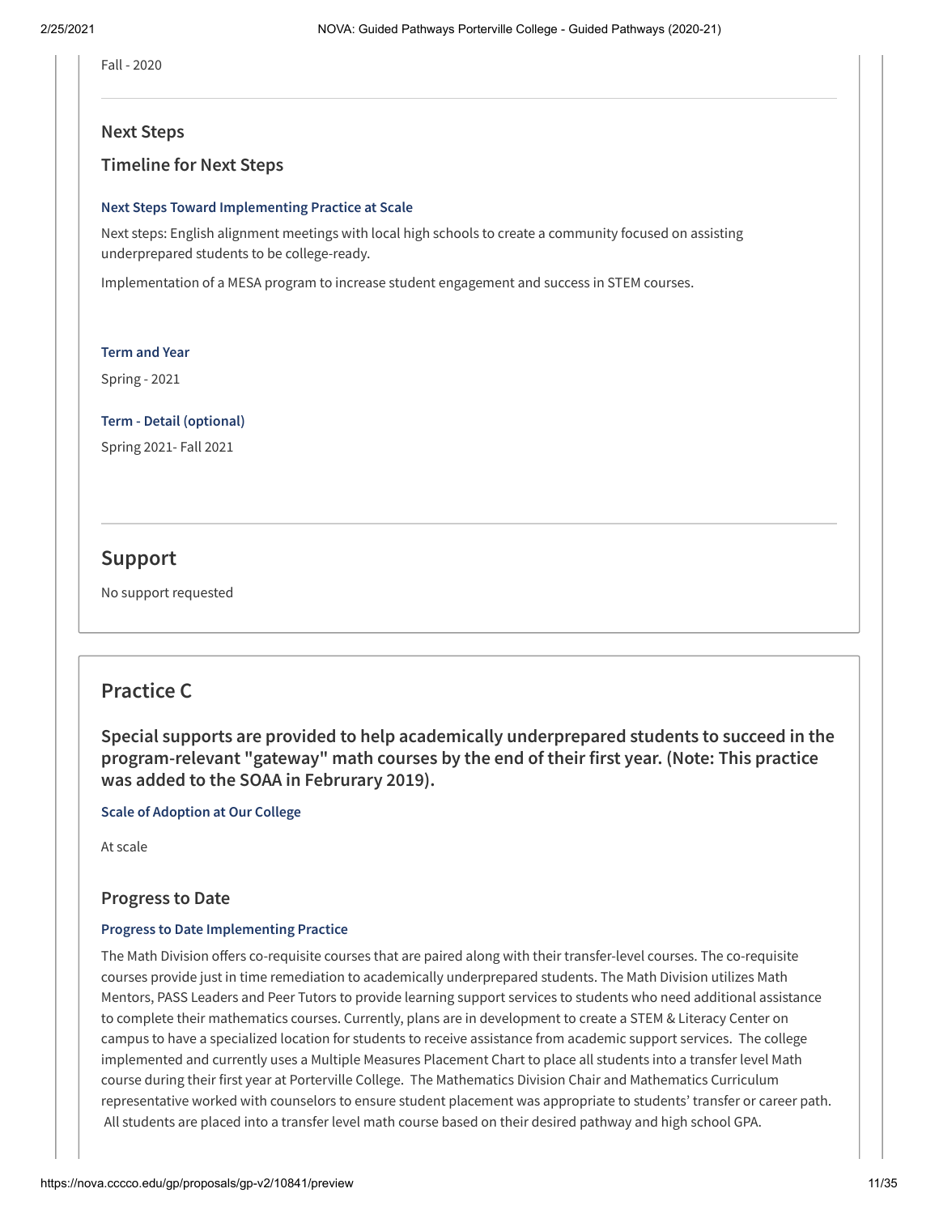Fall - 2020

### Next Steps

### Timeline for Next Steps

**Next Steps Toward Implementing Practice at Scale**

Next steps: English alignment meetings with local high schools to create a community focused on assisting underprepared students to be college-ready.

Implementation of a MESA program to increase student engagement and success in STEM courses.

**Term and Year**

Spring - 2021

**Term - Detail (optional)**

Spring 2021- Fall 2021

## Support

No support requested

## Practice C

### Special supports are provided to help academically underprepared students to succeed in the program-relevant "gateway" math courses by the end of their first year. (Note: This practice was added to the SOAA in Februrary 2019).

**Scale of Adoption at Our College**

At scale

### Progress to Date

**Progress to Date Implementing Practice**

The Math Division offers co-requisite courses that are paired along with their transfer-level courses. The co-requisite courses provide just in time remediation to academically underprepared students. The Math Division utilizes Math Mentors, PASS Leaders and Peer Tutors to provide learning support services to students who need additional assistance to complete their mathematics courses. Currently, plans are in development to create a STEM & Literacy Center on campus to have a specialized location for students to receive assistance from academic support services. The college implemented and currently uses a Multiple Measures Placement Chart to place all students into a transfer level Math course during their first year at Porterville College. The Mathematics Division Chair and Mathematics Curriculum representative worked with counselors to ensure student placement was appropriate to students' transfer or career path. All students are placed into a transfer level math course based on their desired pathway and high school GPA.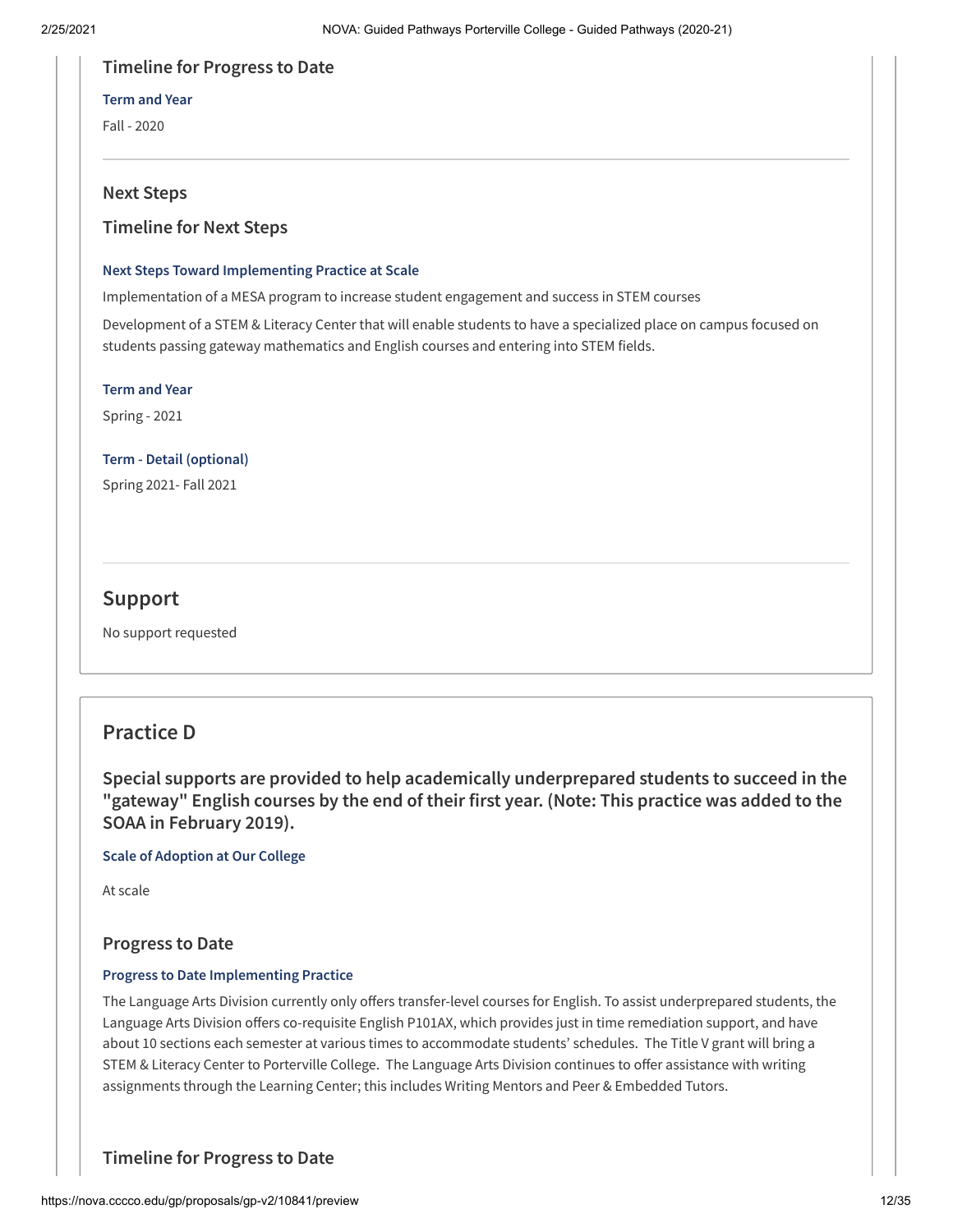### Timeline for Progress to Date

**Term and Year**

Fall - 2020

---

### Next Steps

### Timeline for Next Steps

**Next Steps Toward Implementing Practice at Scale**

Implementation of a MESA program to increase student engagement and success in STEM courses

Development of a STEM & Literacy Center that will enable students to have a specialized place on campus focused on students passing gateway mathematics and English courses and entering into STEM fields.

**Term and Year**

Spring - 2021

**Term - Detail (optional)**

Spring 2021- Fall 2021

---

## Support

No support requested

## Practice D

### Special supports are provided to help academically underprepared students to succeed in the "gateway" English courses by the end of their first year. (Note: This practice was added to the SOAA in February 2019).

**Scale of Adoption at Our College**

At scale

### Progress to Date

**Progress to Date Implementing Practice**

The Language Arts Division currently only offers transfer-level courses for English. To assist underprepared students, the Language Arts Division offers co-requisite English P101AX, which provides just in time remediation support, and have about 10 sections each semester at various times to accommodate students' schedules. The Title V grant will bring a STEM & Literacy Center to Porterville College. The Language Arts Division continues to offer assistance with writing assignments through the Learning Center; this includes Writing Mentors and Peer & Embedded Tutors.

### Timeline for Progress to Date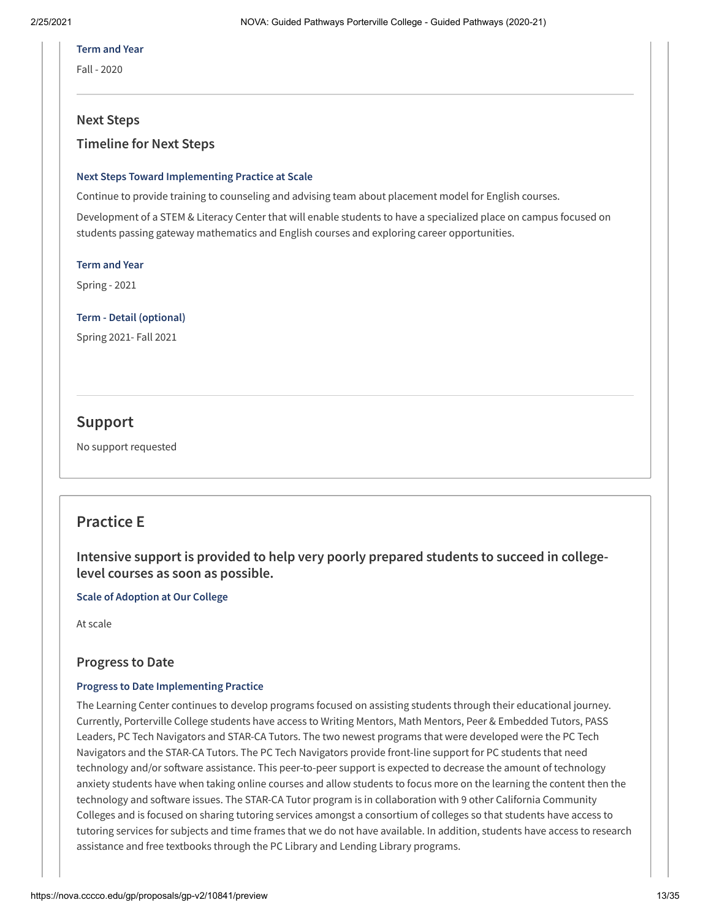**Term and Year**

Fall - 2020

### Next Steps

### Timeline for Next Steps

**Next Steps Toward Implementing Practice at Scale**

Continue to provide training to counseling and advising team about placement model for English courses.

Development of a STEM & Literacy Center that will enable students to have a specialized place on campus focused on students passing gateway mathematics and English courses and exploring career opportunities.

**Term and Year**

Spring - 2021

**Term - Detail (optional)**

Spring 2021- Fall 2021

## Support

No support requested

## Practice E

### Intensive support is provided to help very poorly prepared students to succeed in college-level courses as soon as possible.

**Scale of Adoption at Our College**

At scale

### Progress to Date

**Progress to Date Implementing Practice**

The Learning Center continues to develop programs focused on assisting students through their educational journey. Currently, Porterville College students have access to Writing Mentors, Math Mentors, Peer & Embedded Tutors, PASS Leaders, PC Tech Navigators and STAR-CA Tutors. The two newest programs that were developed were the PC Tech Navigators and the STAR-CA Tutors. The PC Tech Navigators provide front-line support for PC students that need technology and/or software assistance. This peer-to-peer support is expected to decrease the amount of technology anxiety students have when taking online courses and allow students to focus more on the learning the content then the technology and software issues. The STAR-CA Tutor program is in collaboration with 9 other California Community Colleges and is focused on sharing tutoring services amongst a consortium of colleges so that students have access to tutoring services for subjects and time frames that we do not have available. In addition, students have access to research assistance and free textbooks through the PC Library and Lending Library programs.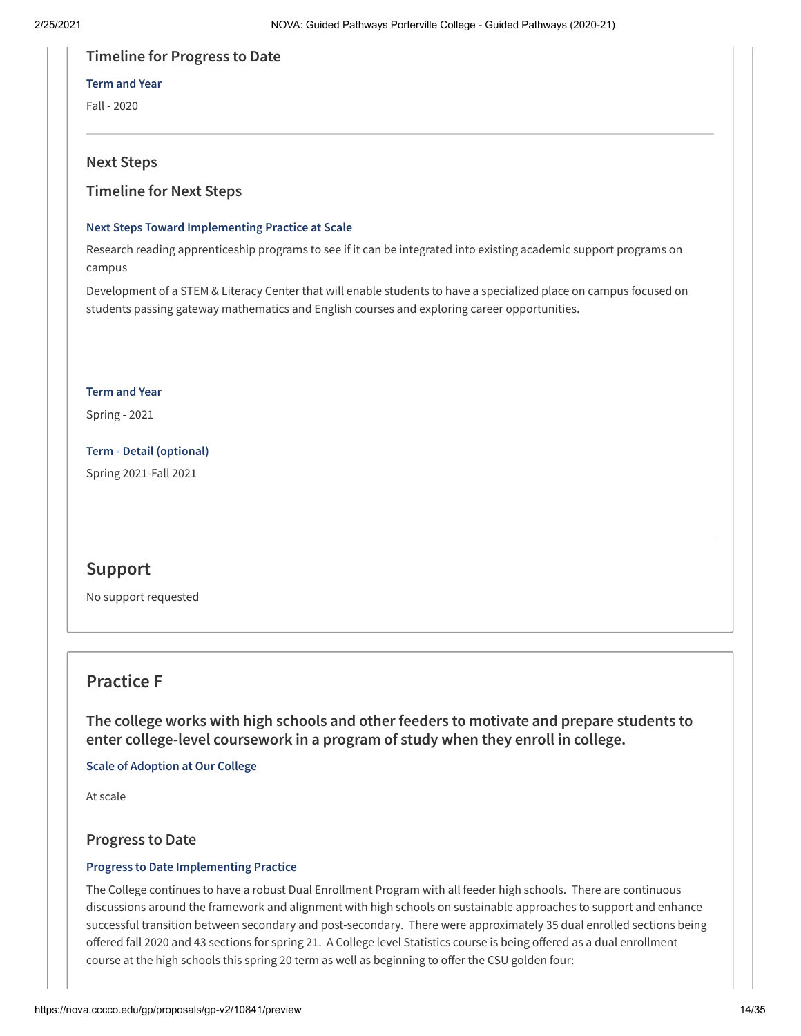### Timeline for Progress to Date

**Term and Year**

Fall - 2020

### Next Steps

### Timeline for Next Steps

**Next Steps Toward Implementing Practice at Scale**

Research reading apprenticeship programs to see if it can be integrated into existing academic support programs on campus

Development of a STEM & Literacy Center that will enable students to have a specialized place on campus focused on students passing gateway mathematics and English courses and exploring career opportunities.

**Term and Year**

Spring - 2021

**Term - Detail (optional)**

Spring 2021-Fall 2021

## Support

No support requested

## Practice F

### The college works with high schools and other feeders to motivate and prepare students to enter college-level coursework in a program of study when they enroll in college.

**Scale of Adoption at Our College**

At scale

### Progress to Date

**Progress to Date Implementing Practice**

The College continues to have a robust Dual Enrollment Program with all feeder high schools. There are continuous discussions around the framework and alignment with high schools on sustainable approaches to support and enhance successful transition between secondary and post-secondary. There were approximately 35 dual enrolled sections being offered fall 2020 and 43 sections for spring 21. A College level Statistics course is being offered as a dual enrollment course at the high schools this spring 20 term as well as beginning to offer the CSU golden four: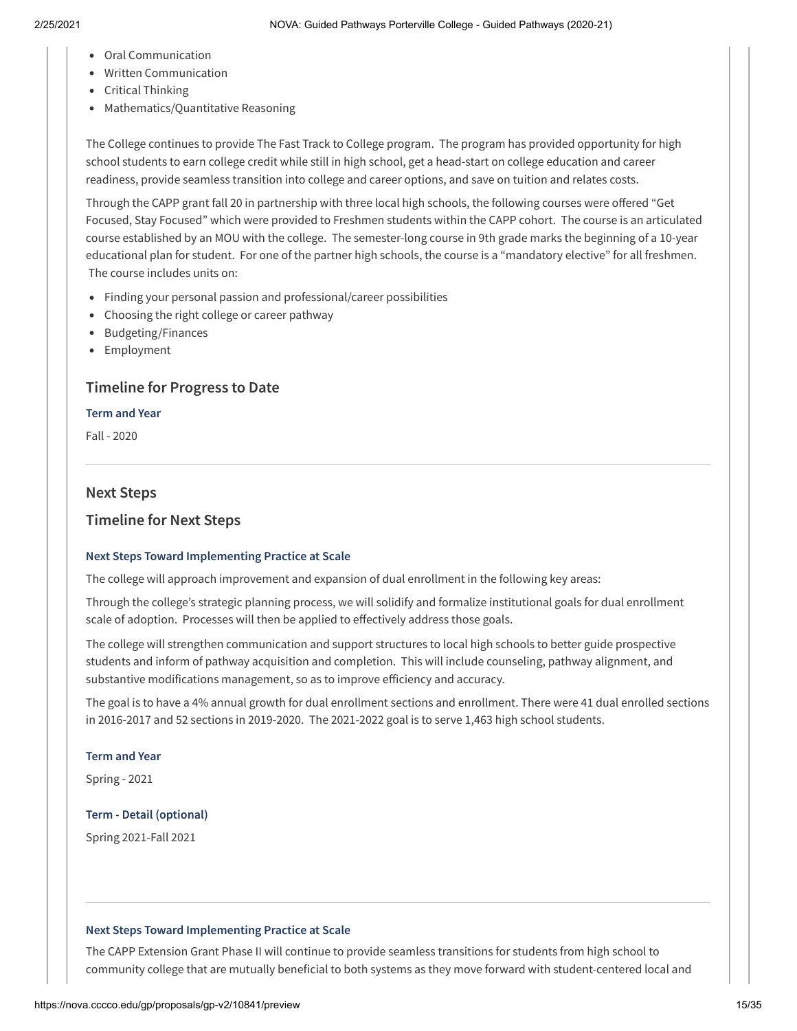- Oral Communication
- Written Communication
- Critical Thinking
- Mathematics/Quantitative Reasoning

The College continues to provide The Fast Track to College program. The program has provided opportunity for high school students to earn college credit while still in high school, get a head-start on college education and career readiness, provide seamless transition into college and career options, and save on tuition and relates costs.

Through the CAPP grant fall 20 in partnership with three local high schools, the following courses were offered "Get Focused, Stay Focused" which were provided to Freshmen students within the CAPP cohort. The course is an articulated course established by an MOU with the college. The semester-long course in 9th grade marks the beginning of a 10-year educational plan for student. For one of the partner high schools, the course is a "mandatory elective" for all freshmen. The course includes units on:

- Finding your personal passion and professional/career possibilities
- Choosing the right college or career pathway
- Budgeting/Finances
- Employment

## Timeline for Progress to Date

**Term and Year**

Fall - 2020

---

## Next Steps

## Timeline for Next Steps

**Next Steps Toward Implementing Practice at Scale**

The college will approach improvement and expansion of dual enrollment in the following key areas:

Through the college's strategic planning process, we will solidify and formalize institutional goals for dual enrollment scale of adoption. Processes will then be applied to effectively address those goals.

The college will strengthen communication and support structures to local high schools to better guide prospective students and inform of pathway acquisition and completion. This will include counseling, pathway alignment, and substantive modifications management, so as to improve efficiency and accuracy.

The goal is to have a 4% annual growth for dual enrollment sections and enrollment. There were 41 dual enrolled sections in 2016-2017 and 52 sections in 2019-2020. The 2021-2022 goal is to serve 1,463 high school students.

**Term and Year**

Spring - 2021

**Term - Detail (optional)**

Spring 2021-Fall 2021

---

**Next Steps Toward Implementing Practice at Scale**

The CAPP Extension Grant Phase II will continue to provide seamless transitions for students from high school to community college that are mutually beneficial to both systems as they move forward with student-centered local and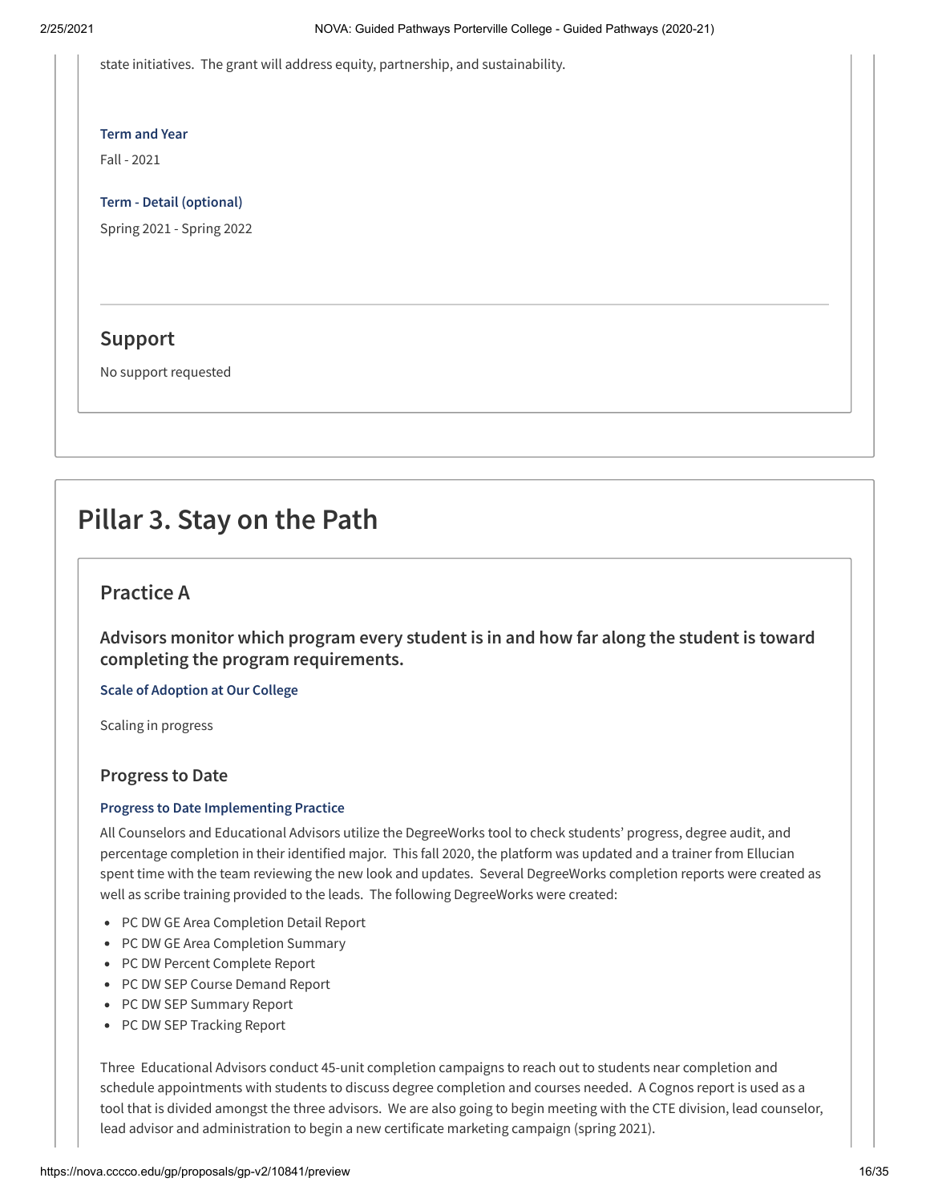state initiatives. The grant will address equity, partnership, and sustainability.

**Term and Year**

Fall - 2021

**Term - Detail (optional)**

Spring 2021 - Spring 2022

## Support

No support requested

# Pillar 3. Stay on the Path

## Practice A

### Advisors monitor which program every student is in and how far along the student is toward completing the program requirements.

**Scale of Adoption at Our College**

Scaling in progress

### Progress to Date

**Progress to Date Implementing Practice**

All Counselors and Educational Advisors utilize the DegreeWorks tool to check students' progress, degree audit, and percentage completion in their identified major. This fall 2020, the platform was updated and a trainer from Ellucian spent time with the team reviewing the new look and updates. Several DegreeWorks completion reports were created as well as scribe training provided to the leads. The following DegreeWorks were created:

- PC DW GE Area Completion Detail Report
- PC DW GE Area Completion Summary
- PC DW Percent Complete Report
- PC DW SEP Course Demand Report
- PC DW SEP Summary Report
- PC DW SEP Tracking Report

Three Educational Advisors conduct 45-unit completion campaigns to reach out to students near completion and schedule appointments with students to discuss degree completion and courses needed. A Cognos report is used as a tool that is divided amongst the three advisors. We are also going to begin meeting with the CTE division, lead counselor, lead advisor and administration to begin a new certificate marketing campaign (spring 2021).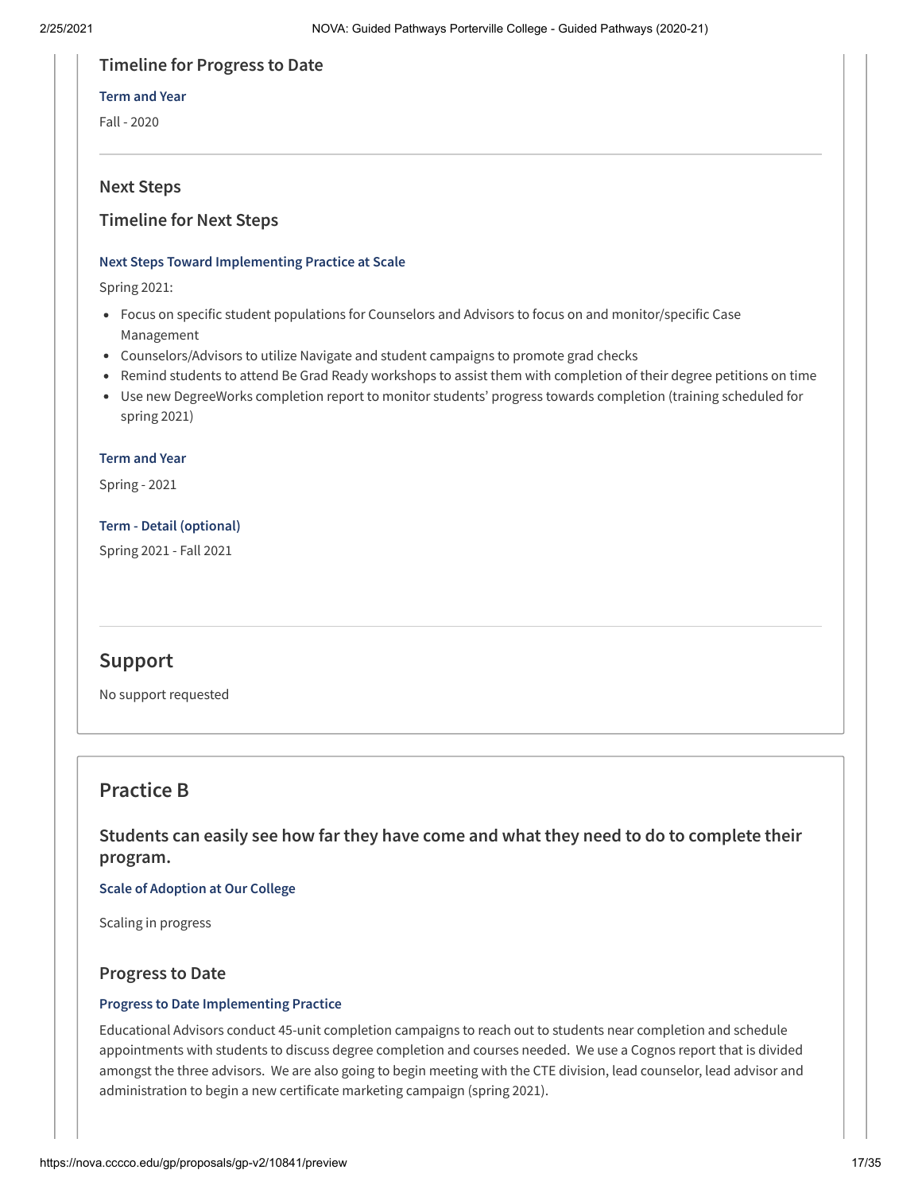### Timeline for Progress to Date

**Term and Year**

Fall - 2020

---

### Next Steps

### Timeline for Next Steps

**Next Steps Toward Implementing Practice at Scale**

Spring 2021:

- Focus on specific student populations for Counselors and Advisors to focus on and monitor/specific Case Management
- Counselors/Advisors to utilize Navigate and student campaigns to promote grad checks
- Remind students to attend Be Grad Ready workshops to assist them with completion of their degree petitions on time
- Use new DegreeWorks completion report to monitor students' progress towards completion (training scheduled for spring 2021)

**Term and Year**

Spring - 2021

**Term - Detail (optional)**

Spring 2021 - Fall 2021

---

## Support

No support requested

## Practice B

### Students can easily see how far they have come and what they need to do to complete their program.

**Scale of Adoption at Our College**

Scaling in progress

### Progress to Date

**Progress to Date Implementing Practice**

Educational Advisors conduct 45-unit completion campaigns to reach out to students near completion and schedule appointments with students to discuss degree completion and courses needed. We use a Cognos report that is divided amongst the three advisors. We are also going to begin meeting with the CTE division, lead counselor, lead advisor and administration to begin a new certificate marketing campaign (spring 2021).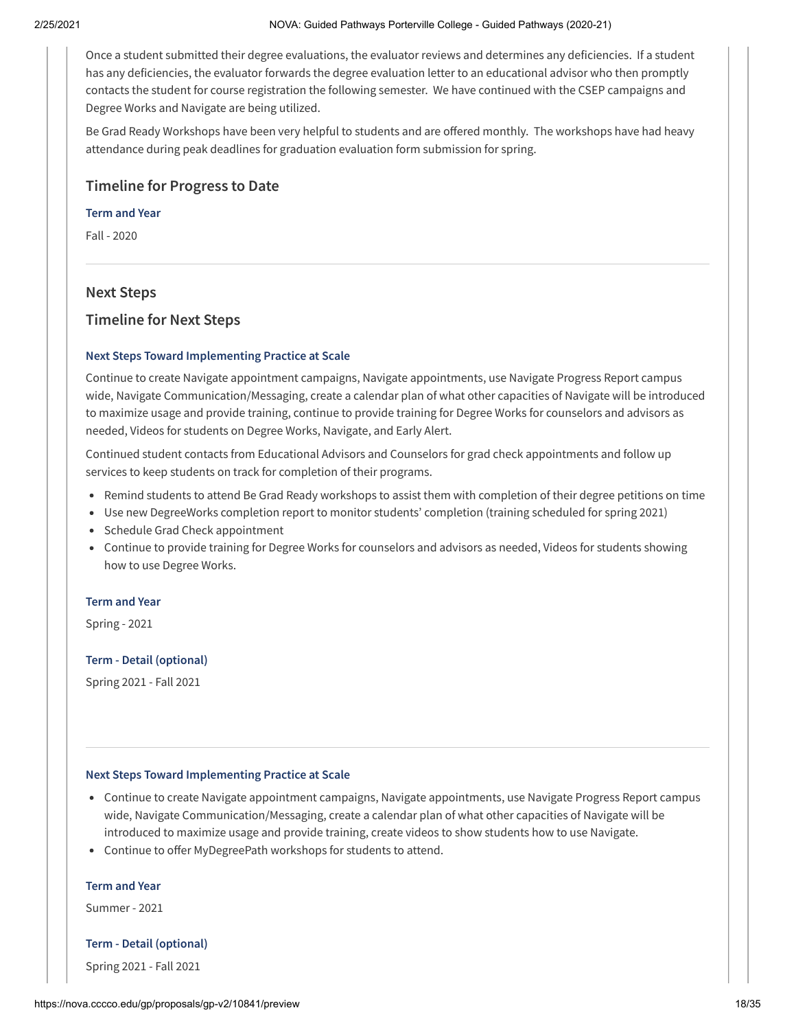Once a student submitted their degree evaluations, the evaluator reviews and determines any deficiencies. If a student has any deficiencies, the evaluator forwards the degree evaluation letter to an educational advisor who then promptly contacts the student for course registration the following semester. We have continued with the CSEP campaigns and Degree Works and Navigate are being utilized.

Be Grad Ready Workshops have been very helpful to students and are offered monthly. The workshops have had heavy attendance during peak deadlines for graduation evaluation form submission for spring.

## Timeline for Progress to Date

**Term and Year**

Fall - 2020

---

## Next Steps

## Timeline for Next Steps

**Next Steps Toward Implementing Practice at Scale**

Continue to create Navigate appointment campaigns, Navigate appointments, use Navigate Progress Report campus wide, Navigate Communication/Messaging, create a calendar plan of what other capacities of Navigate will be introduced to maximize usage and provide training, continue to provide training for Degree Works for counselors and advisors as needed, Videos for students on Degree Works, Navigate, and Early Alert.

Continued student contacts from Educational Advisors and Counselors for grad check appointments and follow up services to keep students on track for completion of their programs.

- Remind students to attend Be Grad Ready workshops to assist them with completion of their degree petitions on time
- Use new DegreeWorks completion report to monitor students' completion (training scheduled for spring 2021)
- Schedule Grad Check appointment
- Continue to provide training for Degree Works for counselors and advisors as needed, Videos for students showing how to use Degree Works.

**Term and Year**

Spring - 2021

**Term - Detail (optional)**

Spring 2021 - Fall 2021

---

**Next Steps Toward Implementing Practice at Scale**

- Continue to create Navigate appointment campaigns, Navigate appointments, use Navigate Progress Report campus wide, Navigate Communication/Messaging, create a calendar plan of what other capacities of Navigate will be introduced to maximize usage and provide training, create videos to show students how to use Navigate.
- Continue to offer MyDegreePath workshops for students to attend.

**Term and Year**

Summer - 2021

**Term - Detail (optional)**

Spring 2021 - Fall 2021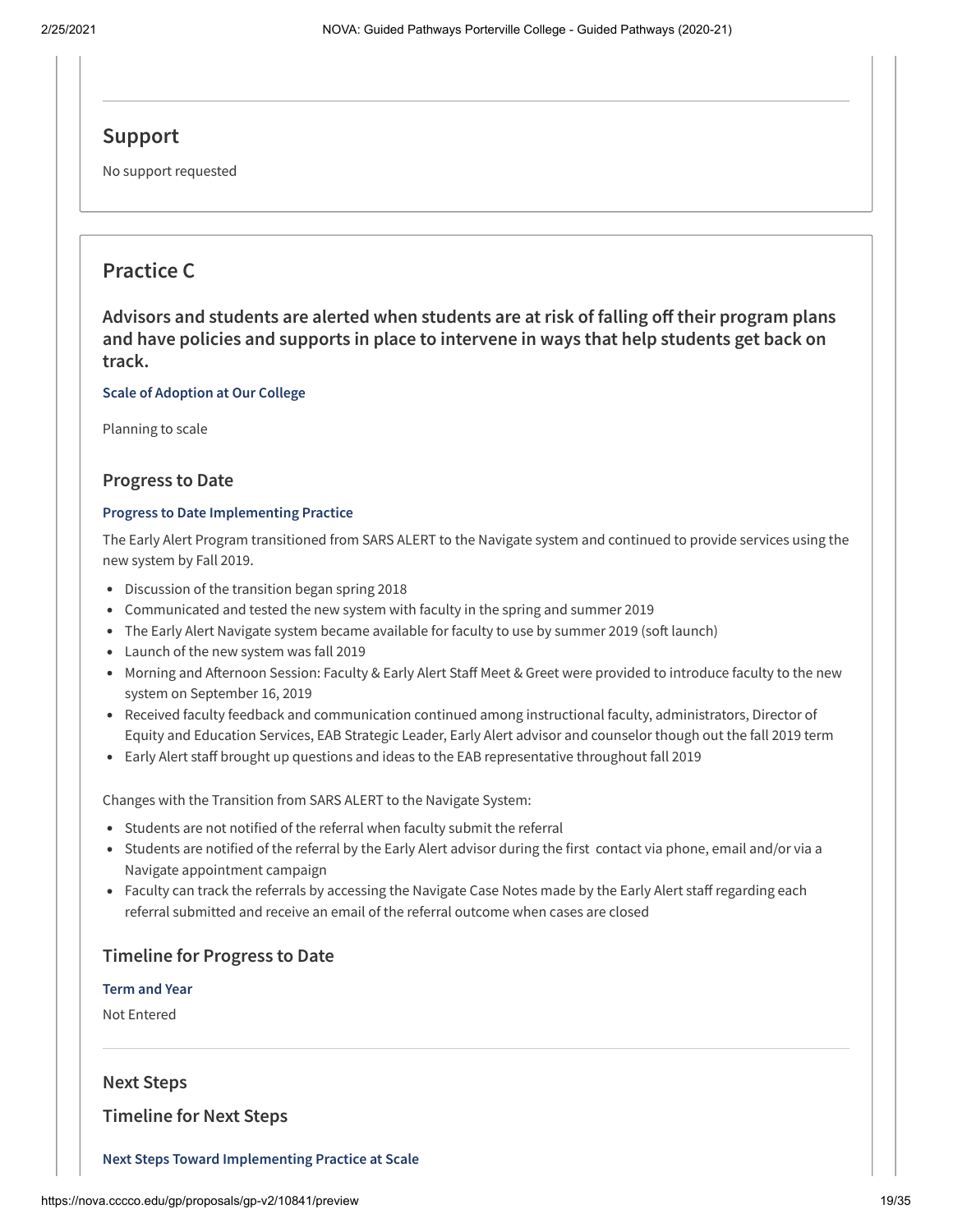## Support

No support requested

## Practice C

### Advisors and students are alerted when students are at risk of falling off their program plans and have policies and supports in place to intervene in ways that help students get back on track.

**Scale of Adoption at Our College**

Planning to scale

### Progress to Date

**Progress to Date Implementing Practice**

The Early Alert Program transitioned from SARS ALERT to the Navigate system and continued to provide services using the new system by Fall 2019.

- Discussion of the transition began spring 2018
- Communicated and tested the new system with faculty in the spring and summer 2019
- The Early Alert Navigate system became available for faculty to use by summer 2019 (soft launch)
- Launch of the new system was fall 2019
- Morning and Afternoon Session: Faculty & Early Alert Staff Meet & Greet were provided to introduce faculty to the new system on September 16, 2019
- Received faculty feedback and communication continued among instructional faculty, administrators, Director of Equity and Education Services, EAB Strategic Leader, Early Alert advisor and counselor though out the fall 2019 term
- Early Alert staff brought up questions and ideas to the EAB representative throughout fall 2019

Changes with the Transition from SARS ALERT to the Navigate System:

- Students are not notified of the referral when faculty submit the referral
- Students are notified of the referral by the Early Alert advisor during the first contact via phone, email and/or via a Navigate appointment campaign
- Faculty can track the referrals by accessing the Navigate Case Notes made by the Early Alert staff regarding each referral submitted and receive an email of the referral outcome when cases are closed

### Timeline for Progress to Date

**Term and Year**

Not Entered

### Next Steps

### Timeline for Next Steps

**Next Steps Toward Implementing Practice at Scale**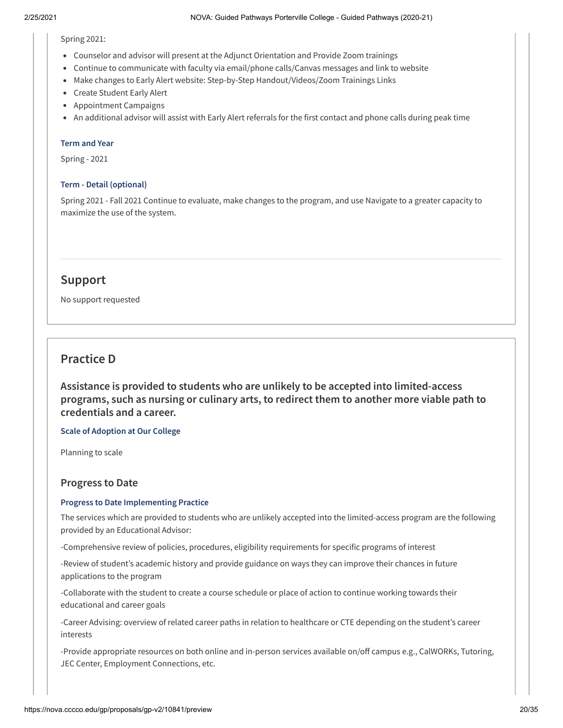Spring 2021:

- Counselor and advisor will present at the Adjunct Orientation and Provide Zoom trainings
- Continue to communicate with faculty via email/phone calls/Canvas messages and link to website
- Make changes to Early Alert website: Step-by-Step Handout/Videos/Zoom Trainings Links
- Create Student Early Alert
- Appointment Campaigns
- An additional advisor will assist with Early Alert referrals for the first contact and phone calls during peak time

#### Term and Year

Spring - 2021

#### Term - Detail (optional)

Spring 2021 - Fall 2021 Continue to evaluate, make changes to the program, and use Navigate to a greater capacity to maximize the use of the system.

---

## Support

No support requested

## Practice D

### Assistance is provided to students who are unlikely to be accepted into limited-access programs, such as nursing or culinary arts, to redirect them to another more viable path to credentials and a career.

#### Scale of Adoption at Our College

Planning to scale

### Progress to Date

#### Progress to Date Implementing Practice

The services which are provided to students who are unlikely accepted into the limited-access program are the following provided by an Educational Advisor:

-Comprehensive review of policies, procedures, eligibility requirements for specific programs of interest

-Review of student's academic history and provide guidance on ways they can improve their chances in future applications to the program

-Collaborate with the student to create a course schedule or place of action to continue working towards their educational and career goals

-Career Advising: overview of related career paths in relation to healthcare or CTE depending on the student's career interests

-Provide appropriate resources on both online and in-person services available on/off campus e.g., CalWORKs, Tutoring, JEC Center, Employment Connections, etc.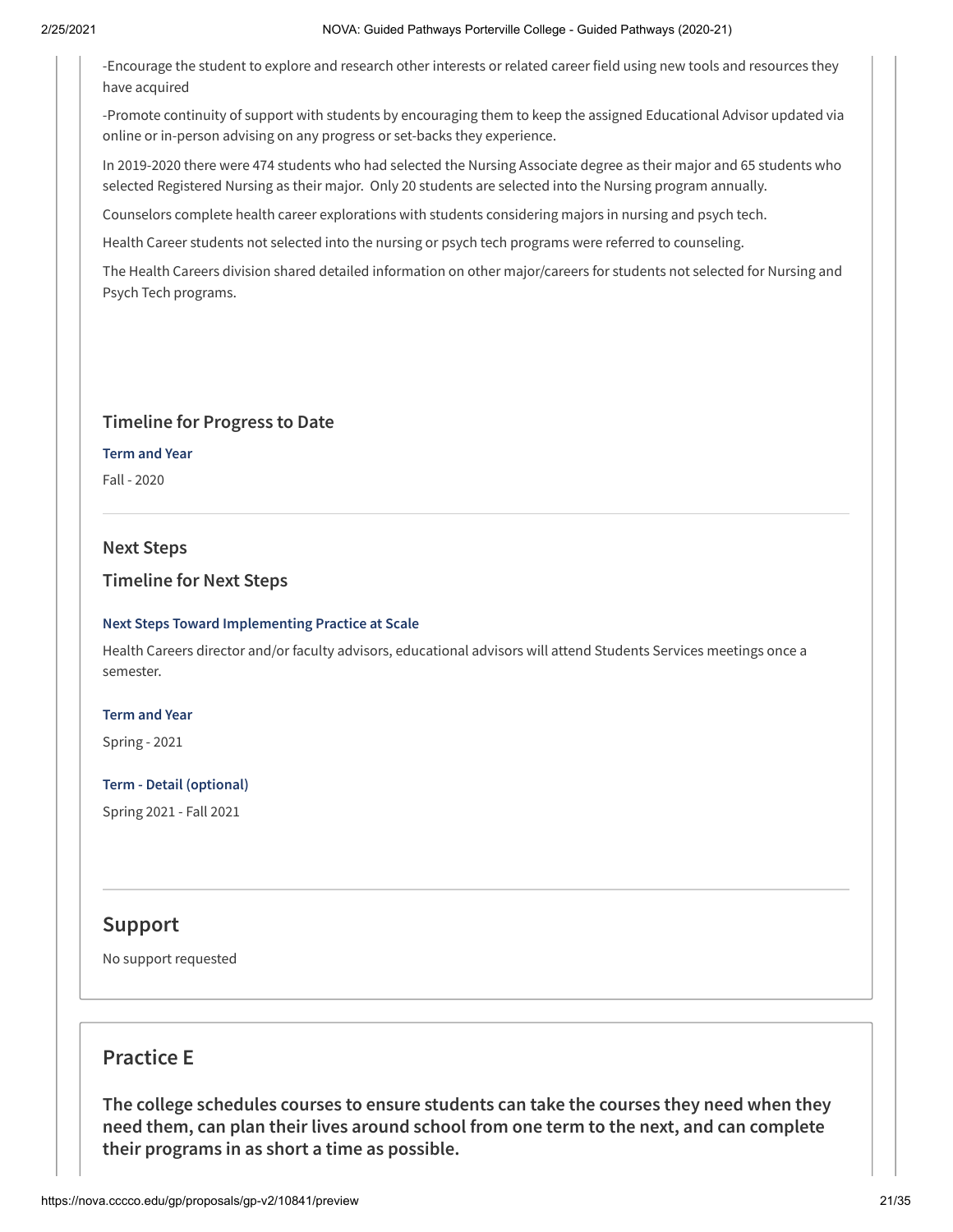-Encourage the student to explore and research other interests or related career field using new tools and resources they have acquired

-Promote continuity of support with students by encouraging them to keep the assigned Educational Advisor updated via online or in-person advising on any progress or set-backs they experience.

In 2019-2020 there were 474 students who had selected the Nursing Associate degree as their major and 65 students who selected Registered Nursing as their major. Only 20 students are selected into the Nursing program annually.

Counselors complete health career explorations with students considering majors in nursing and psych tech.

Health Career students not selected into the nursing or psych tech programs were referred to counseling.

The Health Careers division shared detailed information on other major/careers for students not selected for Nursing and Psych Tech programs.

### Timeline for Progress to Date

**Term and Year**

Fall - 2020

### Next Steps

### Timeline for Next Steps

**Next Steps Toward Implementing Practice at Scale**

Health Careers director and/or faculty advisors, educational advisors will attend Students Services meetings once a semester.

**Term and Year**

Spring - 2021

**Term - Detail (optional)**

Spring 2021 - Fall 2021

## Support

No support requested

## Practice E

### The college schedules courses to ensure students can take the courses they need when they need them, can plan their lives around school from one term to the next, and can complete their programs in as short a time as possible.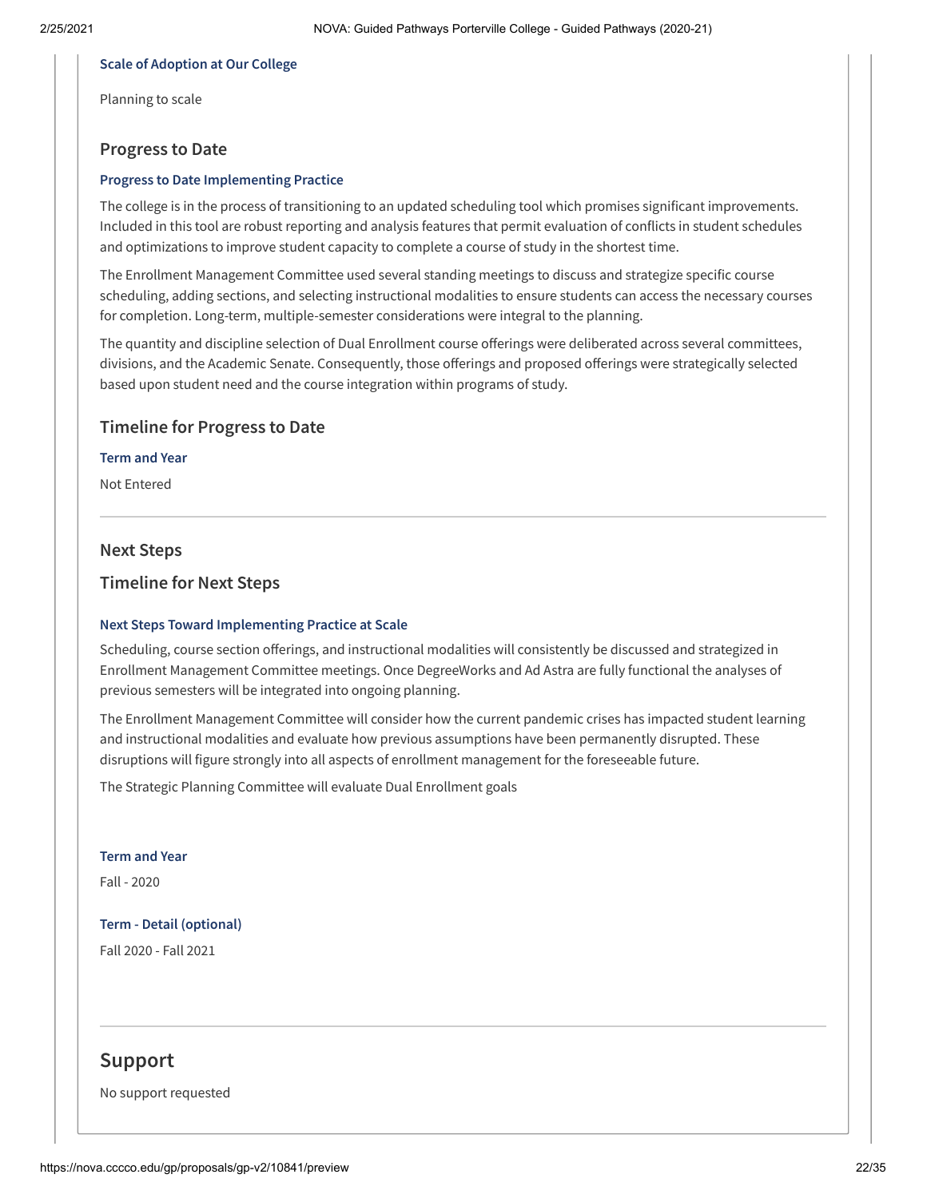#### Scale of Adoption at Our College

Planning to scale

### Progress to Date

#### Progress to Date Implementing Practice

The college is in the process of transitioning to an updated scheduling tool which promises significant improvements. Included in this tool are robust reporting and analysis features that permit evaluation of conflicts in student schedules and optimizations to improve student capacity to complete a course of study in the shortest time.

The Enrollment Management Committee used several standing meetings to discuss and strategize specific course scheduling, adding sections, and selecting instructional modalities to ensure students can access the necessary courses for completion. Long-term, multiple-semester considerations were integral to the planning.

The quantity and discipline selection of Dual Enrollment course offerings were deliberated across several committees, divisions, and the Academic Senate. Consequently, those offerings and proposed offerings were strategically selected based upon student need and the course integration within programs of study.

### Timeline for Progress to Date

#### Term and Year

Not Entered

---

### Next Steps

### Timeline for Next Steps

#### Next Steps Toward Implementing Practice at Scale

Scheduling, course section offerings, and instructional modalities will consistently be discussed and strategized in Enrollment Management Committee meetings. Once DegreeWorks and Ad Astra are fully functional the analyses of previous semesters will be integrated into ongoing planning.

The Enrollment Management Committee will consider how the current pandemic crises has impacted student learning and instructional modalities and evaluate how previous assumptions have been permanently disrupted. These disruptions will figure strongly into all aspects of enrollment management for the foreseeable future.

The Strategic Planning Committee will evaluate Dual Enrollment goals

#### Term and Year

Fall - 2020

#### Term - Detail (optional)

Fall 2020 - Fall 2021

---

## Support

No support requested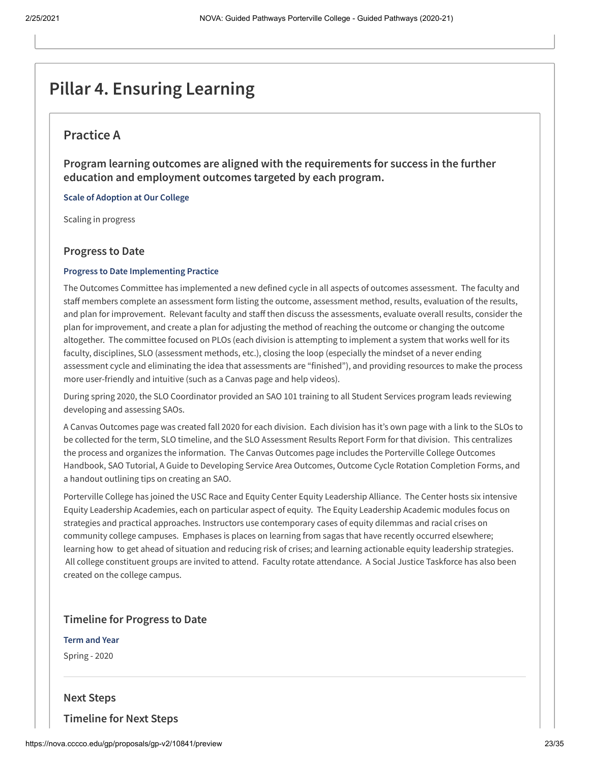# Pillar 4. Ensuring Learning

## Practice A

### Program learning outcomes are aligned with the requirements for success in the further education and employment outcomes targeted by each program.

**Scale of Adoption at Our College**

Scaling in progress

### Progress to Date

**Progress to Date Implementing Practice**

The Outcomes Committee has implemented a new defined cycle in all aspects of outcomes assessment. The faculty and staff members complete an assessment form listing the outcome, assessment method, results, evaluation of the results, and plan for improvement. Relevant faculty and staff then discuss the assessments, evaluate overall results, consider the plan for improvement, and create a plan for adjusting the method of reaching the outcome or changing the outcome altogether. The committee focused on PLOs (each division is attempting to implement a system that works well for its faculty, disciplines, SLO (assessment methods, etc.), closing the loop (especially the mindset of a never ending assessment cycle and eliminating the idea that assessments are "finished"), and providing resources to make the process more user-friendly and intuitive (such as a Canvas page and help videos).

During spring 2020, the SLO Coordinator provided an SAO 101 training to all Student Services program leads reviewing developing and assessing SAOs.

A Canvas Outcomes page was created fall 2020 for each division. Each division has it's own page with a link to the SLOs to be collected for the term, SLO timeline, and the SLO Assessment Results Report Form for that division. This centralizes the process and organizes the information. The Canvas Outcomes page includes the Porterville College Outcomes Handbook, SAO Tutorial, A Guide to Developing Service Area Outcomes, Outcome Cycle Rotation Completion Forms, and a handout outlining tips on creating an SAO.

Porterville College has joined the USC Race and Equity Center Equity Leadership Alliance. The Center hosts six intensive Equity Leadership Academies, each on particular aspect of equity. The Equity Leadership Academic modules focus on strategies and practical approaches. Instructors use contemporary cases of equity dilemmas and racial crises on community college campuses. Emphases is places on learning from sagas that have recently occurred elsewhere; learning how to get ahead of situation and reducing risk of crises; and learning actionable equity leadership strategies. All college constituent groups are invited to attend. Faculty rotate attendance. A Social Justice Taskforce has also been created on the college campus.

### Timeline for Progress to Date

**Term and Year**

Spring - 2020

### Next Steps

### Timeline for Next Steps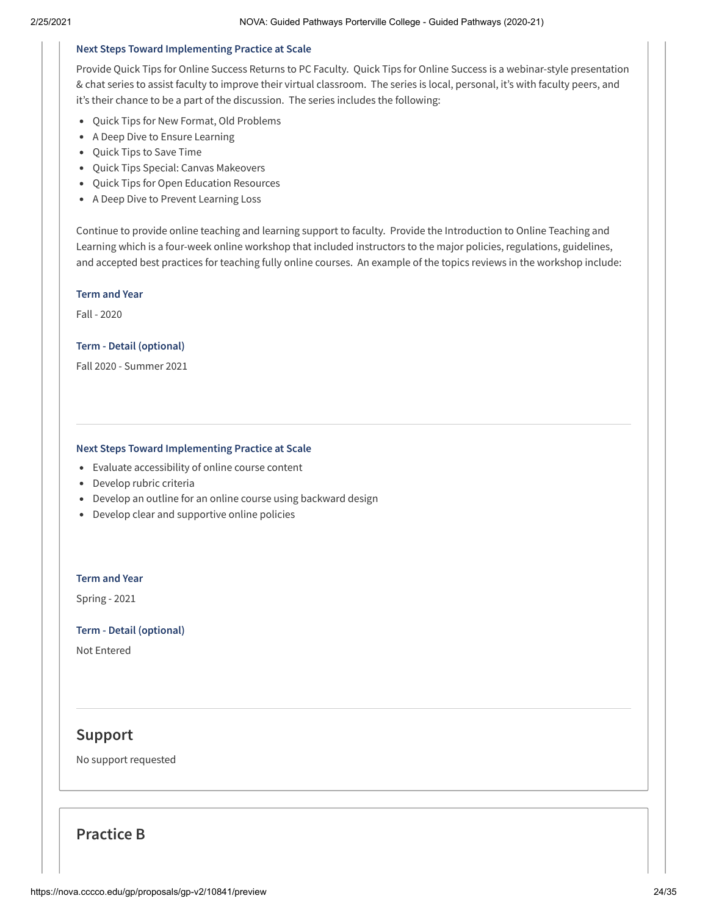#### Next Steps Toward Implementing Practice at Scale

Provide Quick Tips for Online Success Returns to PC Faculty. Quick Tips for Online Success is a webinar-style presentation & chat series to assist faculty to improve their virtual classroom. The series is local, personal, it's with faculty peers, and it's their chance to be a part of the discussion. The series includes the following:

- Quick Tips for New Format, Old Problems
- A Deep Dive to Ensure Learning
- Quick Tips to Save Time
- Quick Tips Special: Canvas Makeovers
- Quick Tips for Open Education Resources
- A Deep Dive to Prevent Learning Loss

Continue to provide online teaching and learning support to faculty. Provide the Introduction to Online Teaching and Learning which is a four-week online workshop that included instructors to the major policies, regulations, guidelines, and accepted best practices for teaching fully online courses. An example of the topics reviews in the workshop include:

#### Term and Year

Fall - 2020

#### Term - Detail (optional)

Fall 2020 - Summer 2021

---

#### Next Steps Toward Implementing Practice at Scale

- Evaluate accessibility of online course content
- Develop rubric criteria
- Develop an outline for an online course using backward design
- Develop clear and supportive online policies

#### Term and Year

Spring - 2021

#### Term - Detail (optional)

Not Entered

---

## Support

No support requested

## Practice B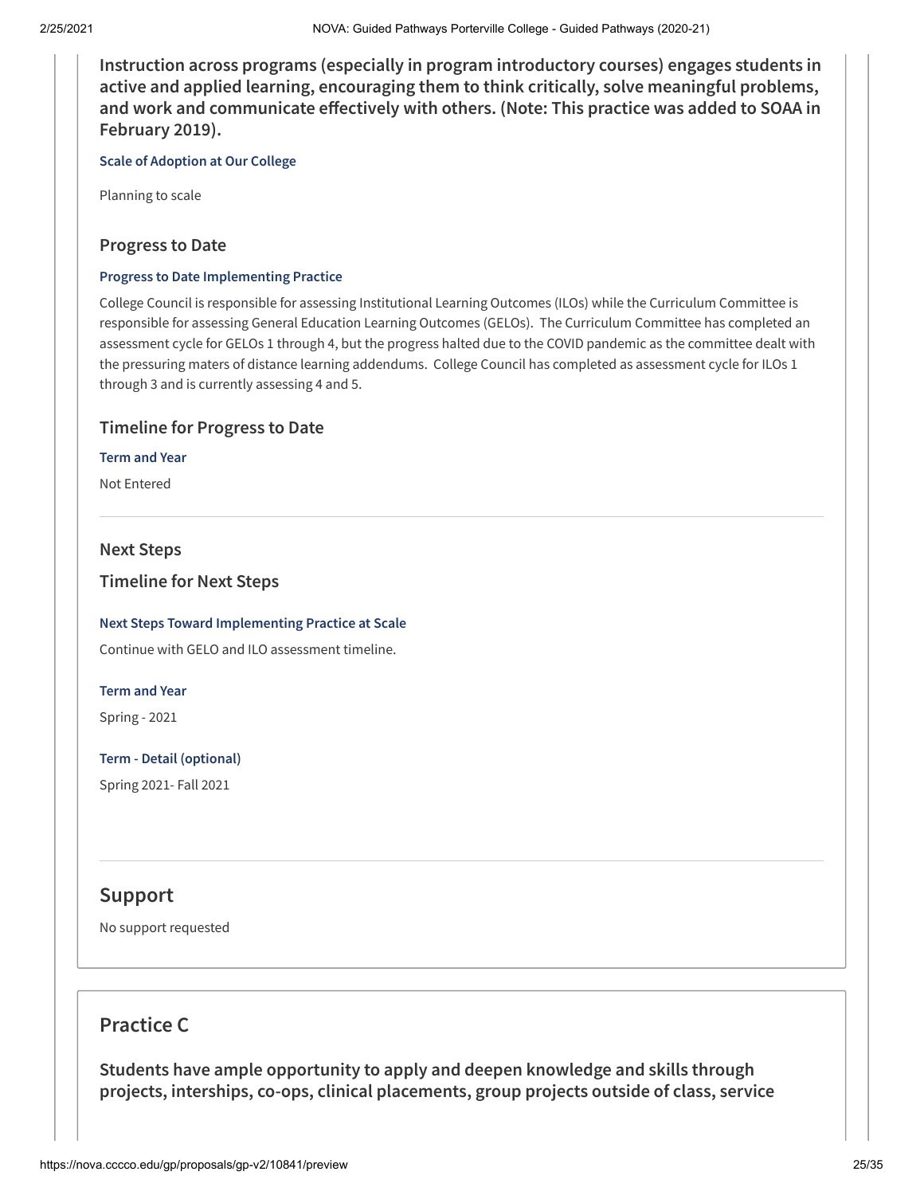**Instruction across programs (especially in program introductory courses) engages students in active and applied learning, encouraging them to think critically, solve meaningful problems, and work and communicate effectively with others. (Note: This practice was added to SOAA in February 2019).**

#### Scale of Adoption at Our College

Planning to scale

### Progress to Date

#### Progress to Date Implementing Practice

College Council is responsible for assessing Institutional Learning Outcomes (ILOs) while the Curriculum Committee is responsible for assessing General Education Learning Outcomes (GELOs). The Curriculum Committee has completed an assessment cycle for GELOs 1 through 4, but the progress halted due to the COVID pandemic as the committee dealt with the pressuring maters of distance learning addendums. College Council has completed as assessment cycle for ILOs 1 through 3 and is currently assessing 4 and 5.

### Timeline for Progress to Date

#### Term and Year

Not Entered

---

### Next Steps

### Timeline for Next Steps

#### Next Steps Toward Implementing Practice at Scale

Continue with GELO and ILO assessment timeline.

#### Term and Year

Spring - 2021

#### Term - Detail (optional)

Spring 2021- Fall 2021

---

## Support

No support requested

## Practice C

**Students have ample opportunity to apply and deepen knowledge and skills through projects, interships, co-ops, clinical placements, group projects outside of class, service**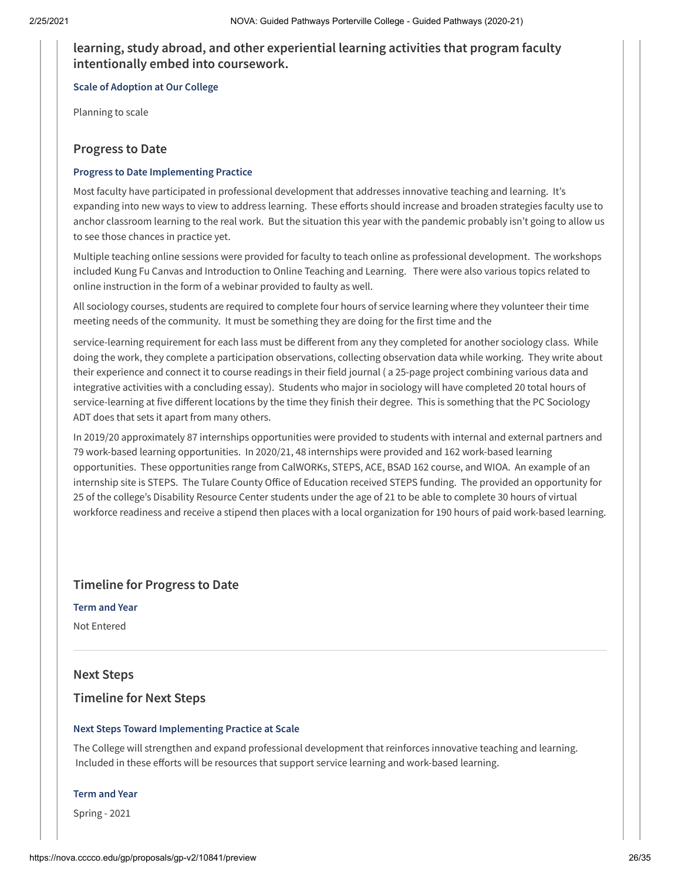**learning, study abroad, and other experiential learning activities that program faculty intentionally embed into coursework.**

#### Scale of Adoption at Our College

Planning to scale

### Progress to Date

#### Progress to Date Implementing Practice

Most faculty have participated in professional development that addresses innovative teaching and learning. It's expanding into new ways to view to address learning. These efforts should increase and broaden strategies faculty use to anchor classroom learning to the real work. But the situation this year with the pandemic probably isn't going to allow us to see those chances in practice yet.

Multiple teaching online sessions were provided for faculty to teach online as professional development. The workshops included Kung Fu Canvas and Introduction to Online Teaching and Learning. There were also various topics related to online instruction in the form of a webinar provided to faulty as well.

All sociology courses, students are required to complete four hours of service learning where they volunteer their time meeting needs of the community. It must be something they are doing for the first time and the

service-learning requirement for each lass must be different from any they completed for another sociology class. While doing the work, they complete a participation observations, collecting observation data while working. They write about their experience and connect it to course readings in their field journal ( a 25-page project combining various data and integrative activities with a concluding essay). Students who major in sociology will have completed 20 total hours of service-learning at five different locations by the time they finish their degree. This is something that the PC Sociology ADT does that sets it apart from many others.

In 2019/20 approximately 87 internships opportunities were provided to students with internal and external partners and 79 work-based learning opportunities. In 2020/21, 48 internships were provided and 162 work-based learning opportunities. These opportunities range from CalWORKs, STEPS, ACE, BSAD 162 course, and WIOA. An example of an internship site is STEPS. The Tulare County Office of Education received STEPS funding. The provided an opportunity for 25 of the college's Disability Resource Center students under the age of 21 to be able to complete 30 hours of virtual workforce readiness and receive a stipend then places with a local organization for 190 hours of paid work-based learning.

### Timeline for Progress to Date

#### Term and Year

Not Entered

---

### Next Steps

### Timeline for Next Steps

#### Next Steps Toward Implementing Practice at Scale

The College will strengthen and expand professional development that reinforces innovative teaching and learning. Included in these efforts will be resources that support service learning and work-based learning.

#### Term and Year

Spring - 2021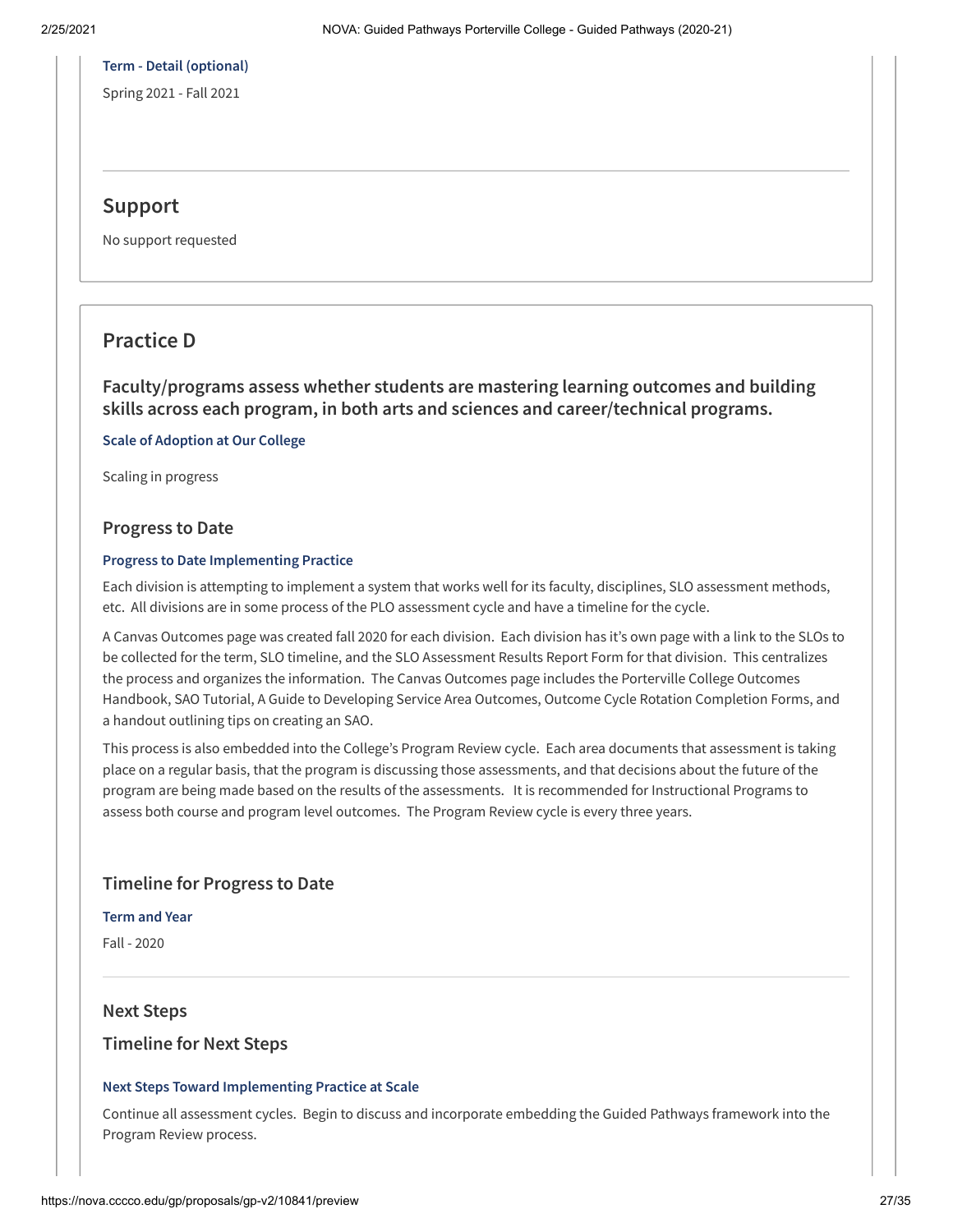**Term - Detail (optional)**

Spring 2021 - Fall 2021

## Support

No support requested

## Practice D

### Faculty/programs assess whether students are mastering learning outcomes and building skills across each program, in both arts and sciences and career/technical programs.

**Scale of Adoption at Our College**

Scaling in progress

### Progress to Date

**Progress to Date Implementing Practice**

Each division is attempting to implement a system that works well for its faculty, disciplines, SLO assessment methods, etc. All divisions are in some process of the PLO assessment cycle and have a timeline for the cycle.

A Canvas Outcomes page was created fall 2020 for each division. Each division has it's own page with a link to the SLOs to be collected for the term, SLO timeline, and the SLO Assessment Results Report Form for that division. This centralizes the process and organizes the information. The Canvas Outcomes page includes the Porterville College Outcomes Handbook, SAO Tutorial, A Guide to Developing Service Area Outcomes, Outcome Cycle Rotation Completion Forms, and a handout outlining tips on creating an SAO.

This process is also embedded into the College's Program Review cycle. Each area documents that assessment is taking place on a regular basis, that the program is discussing those assessments, and that decisions about the future of the program are being made based on the results of the assessments. It is recommended for Instructional Programs to assess both course and program level outcomes. The Program Review cycle is every three years.

### Timeline for Progress to Date

**Term and Year**

Fall - 2020

### Next Steps

### Timeline for Next Steps

**Next Steps Toward Implementing Practice at Scale**

Continue all assessment cycles. Begin to discuss and incorporate embedding the Guided Pathways framework into the Program Review process.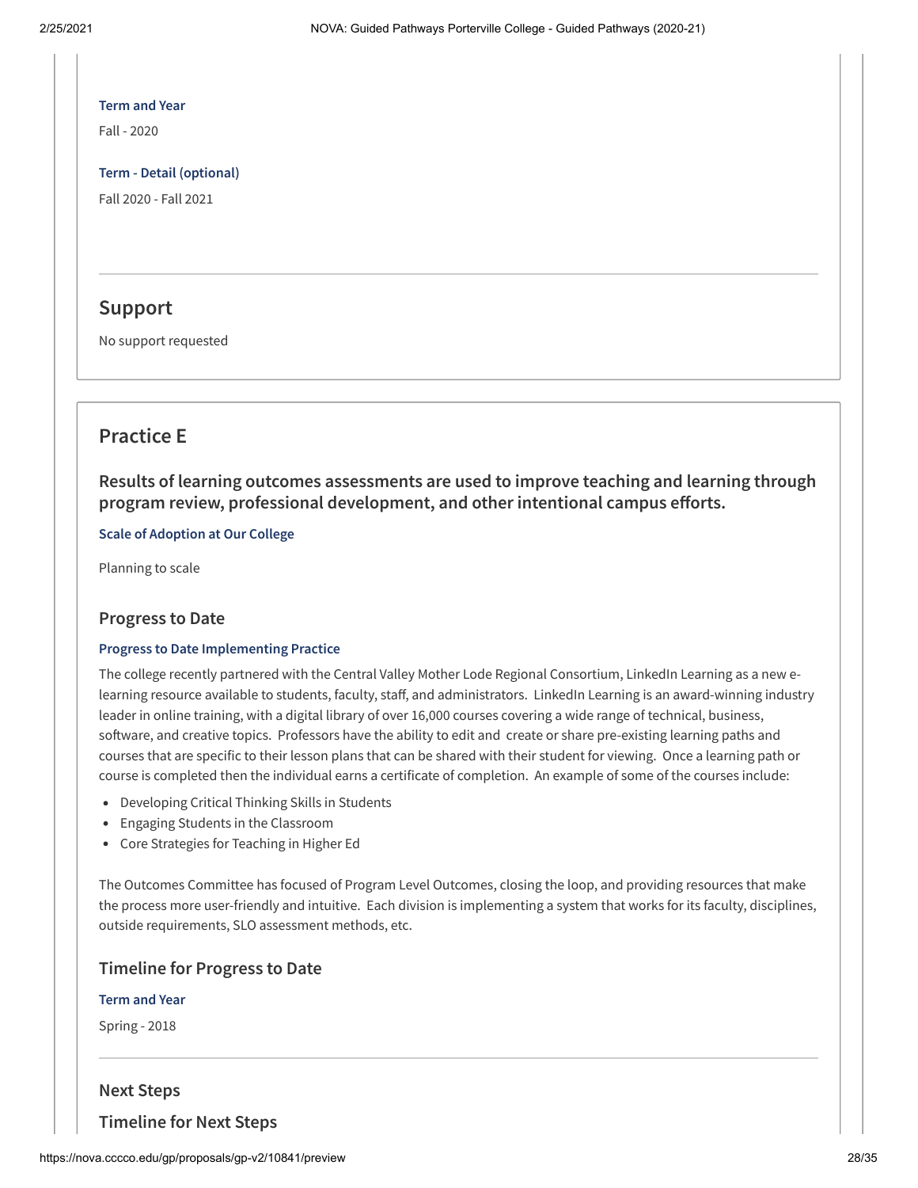**Term and Year**

Fall - 2020

**Term - Detail (optional)**

Fall 2020 - Fall 2021

## Support

No support requested

## Practice E

### Results of learning outcomes assessments are used to improve teaching and learning through program review, professional development, and other intentional campus efforts.

**Scale of Adoption at Our College**

Planning to scale

### Progress to Date

**Progress to Date Implementing Practice**

The college recently partnered with the Central Valley Mother Lode Regional Consortium, LinkedIn Learning as a new e-learning resource available to students, faculty, staff, and administrators. LinkedIn Learning is an award-winning industry leader in online training, with a digital library of over 16,000 courses covering a wide range of technical, business, software, and creative topics. Professors have the ability to edit and create or share pre-existing learning paths and courses that are specific to their lesson plans that can be shared with their student for viewing. Once a learning path or course is completed then the individual earns a certificate of completion. An example of some of the courses include:

- Developing Critical Thinking Skills in Students
- Engaging Students in the Classroom
- Core Strategies for Teaching in Higher Ed

The Outcomes Committee has focused of Program Level Outcomes, closing the loop, and providing resources that make the process more user-friendly and intuitive. Each division is implementing a system that works for its faculty, disciplines, outside requirements, SLO assessment methods, etc.

### Timeline for Progress to Date

**Term and Year**

Spring - 2018

### Next Steps

### Timeline for Next Steps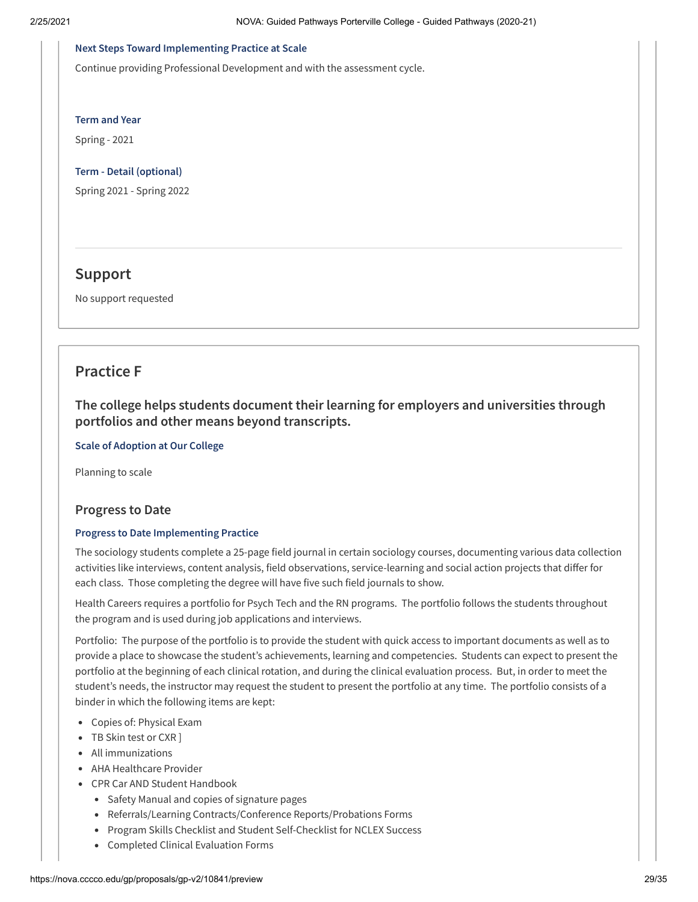#### Next Steps Toward Implementing Practice at Scale

Continue providing Professional Development and with the assessment cycle.

#### Term and Year

Spring - 2021

#### Term - Detail (optional)

Spring 2021 - Spring 2022

---

## Support

No support requested

## Practice F

### The college helps students document their learning for employers and universities through portfolios and other means beyond transcripts.

#### Scale of Adoption at Our College

Planning to scale

### Progress to Date

#### Progress to Date Implementing Practice

The sociology students complete a 25-page field journal in certain sociology courses, documenting various data collection activities like interviews, content analysis, field observations, service-learning and social action projects that differ for each class. Those completing the degree will have five such field journals to show.

Health Careers requires a portfolio for Psych Tech and the RN programs. The portfolio follows the students throughout the program and is used during job applications and interviews.

Portfolio: The purpose of the portfolio is to provide the student with quick access to important documents as well as to provide a place to showcase the student's achievements, learning and competencies. Students can expect to present the portfolio at the beginning of each clinical rotation, and during the clinical evaluation process. But, in order to meet the student's needs, the instructor may request the student to present the portfolio at any time. The portfolio consists of a binder in which the following items are kept:

- Copies of: Physical Exam
- TB Skin test or CXR ]
- All immunizations
- AHA Healthcare Provider
- CPR Car AND Student Handbook
  - Safety Manual and copies of signature pages
  - Referrals/Learning Contracts/Conference Reports/Probations Forms
  - Program Skills Checklist and Student Self-Checklist for NCLEX Success
  - Completed Clinical Evaluation Forms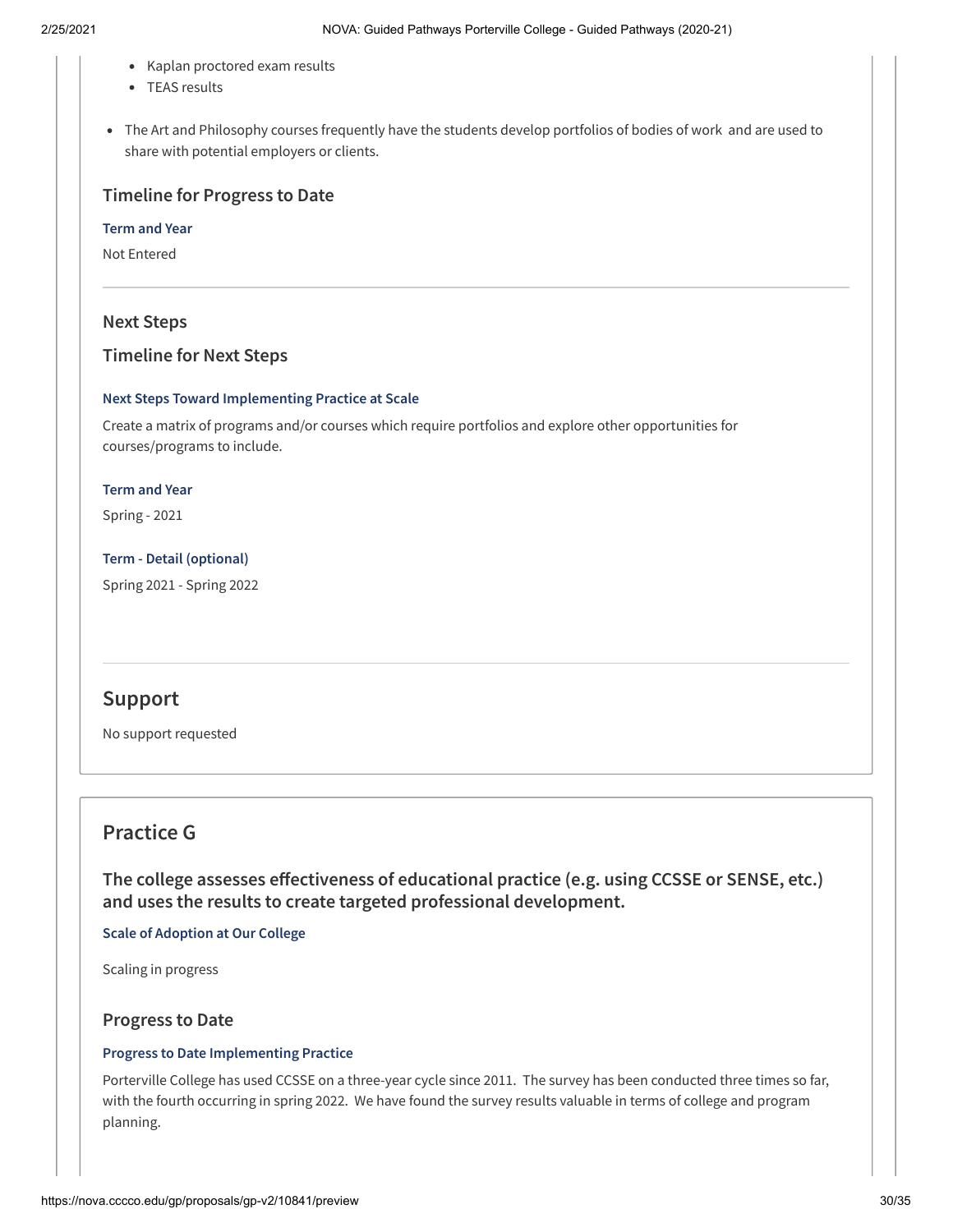- Kaplan proctored exam results
- TEAS results

- The Art and Philosophy courses frequently have the students develop portfolios of bodies of work and are used to share with potential employers or clients.

### Timeline for Progress to Date

**Term and Year**

Not Entered

---

### Next Steps

### Timeline for Next Steps

**Next Steps Toward Implementing Practice at Scale**

Create a matrix of programs and/or courses which require portfolios and explore other opportunities for courses/programs to include.

**Term and Year**

Spring - 2021

**Term - Detail (optional)**

Spring 2021 - Spring 2022

---

## Support

No support requested

## Practice G

### The college assesses effectiveness of educational practice (e.g. using CCSSE or SENSE, etc.) and uses the results to create targeted professional development.

**Scale of Adoption at Our College**

Scaling in progress

### Progress to Date

**Progress to Date Implementing Practice**

Porterville College has used CCSSE on a three-year cycle since 2011. The survey has been conducted three times so far, with the fourth occurring in spring 2022. We have found the survey results valuable in terms of college and program planning.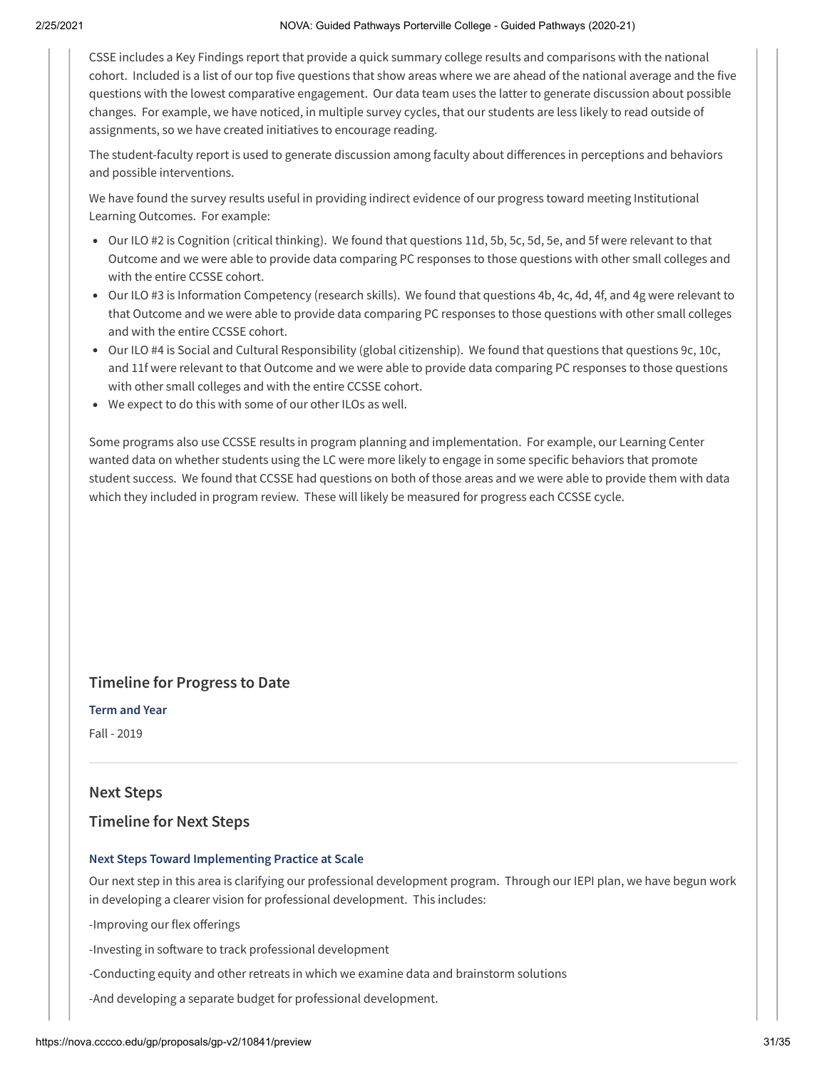CSSE includes a Key Findings report that provide a quick summary college results and comparisons with the national cohort. Included is a list of our top five questions that show areas where we are ahead of the national average and the five questions with the lowest comparative engagement. Our data team uses the latter to generate discussion about possible changes. For example, we have noticed, in multiple survey cycles, that our students are less likely to read outside of assignments, so we have created initiatives to encourage reading.

The student-faculty report is used to generate discussion among faculty about differences in perceptions and behaviors and possible interventions.

We have found the survey results useful in providing indirect evidence of our progress toward meeting Institutional Learning Outcomes. For example:

- Our ILO #2 is Cognition (critical thinking). We found that questions 11d, 5b, 5c, 5d, 5e, and 5f were relevant to that Outcome and we were able to provide data comparing PC responses to those questions with other small colleges and with the entire CCSSE cohort.
- Our ILO #3 is Information Competency (research skills). We found that questions 4b, 4c, 4d, 4f, and 4g were relevant to that Outcome and we were able to provide data comparing PC responses to those questions with other small colleges and with the entire CCSSE cohort.
- Our ILO #4 is Social and Cultural Responsibility (global citizenship). We found that questions that questions 9c, 10c, and 11f were relevant to that Outcome and we were able to provide data comparing PC responses to those questions with other small colleges and with the entire CCSSE cohort.
- We expect to do this with some of our other ILOs as well.

Some programs also use CCSSE results in program planning and implementation. For example, our Learning Center wanted data on whether students using the LC were more likely to engage in some specific behaviors that promote student success. We found that CCSSE had questions on both of those areas and we were able to provide them with data which they included in program review. These will likely be measured for progress each CCSSE cycle.

## Timeline for Progress to Date

**Term and Year**

Fall - 2019

## Next Steps

## Timeline for Next Steps

**Next Steps Toward Implementing Practice at Scale**

Our next step in this area is clarifying our professional development program. Through our IEPI plan, we have begun work in developing a clearer vision for professional development. This includes:

-Improving our flex offerings

-Investing in software to track professional development

-Conducting equity and other retreats in which we examine data and brainstorm solutions

-And developing a separate budget for professional development.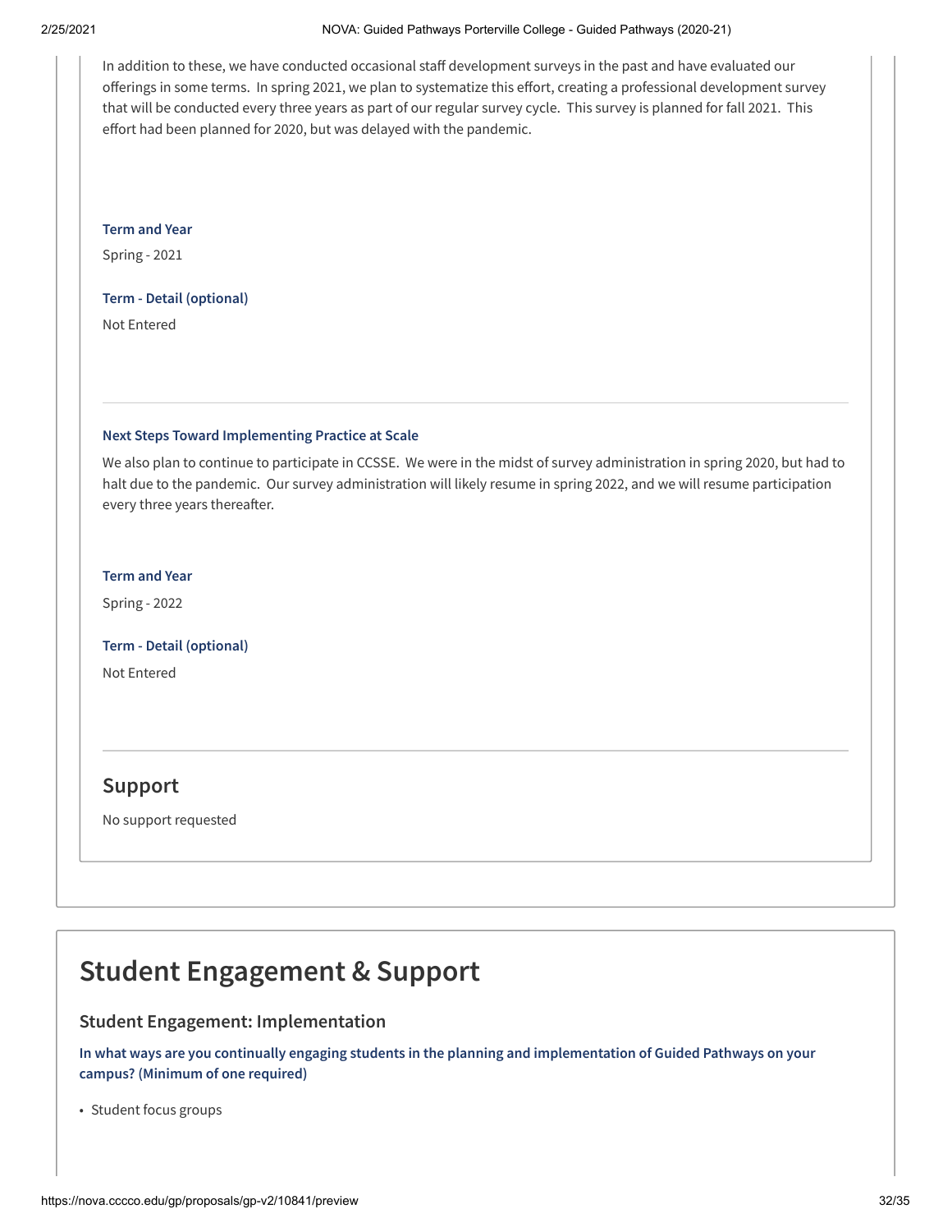In addition to these, we have conducted occasional staff development surveys in the past and have evaluated our offerings in some terms. In spring 2021, we plan to systematize this effort, creating a professional development survey that will be conducted every three years as part of our regular survey cycle. This survey is planned for fall 2021. This effort had been planned for 2020, but was delayed with the pandemic.

**Term and Year**

Spring - 2021

**Term - Detail (optional)**

Not Entered

---

**Next Steps Toward Implementing Practice at Scale**

We also plan to continue to participate in CCSSE. We were in the midst of survey administration in spring 2020, but had to halt due to the pandemic. Our survey administration will likely resume in spring 2022, and we will resume participation every three years thereafter.

**Term and Year**

Spring - 2022

**Term - Detail (optional)**

Not Entered

---

## Support

No support requested

# Student Engagement & Support

### Student Engagement: Implementation

**In what ways are you continually engaging students in the planning and implementation of Guided Pathways on your campus? (Minimum of one required)**

- Student focus groups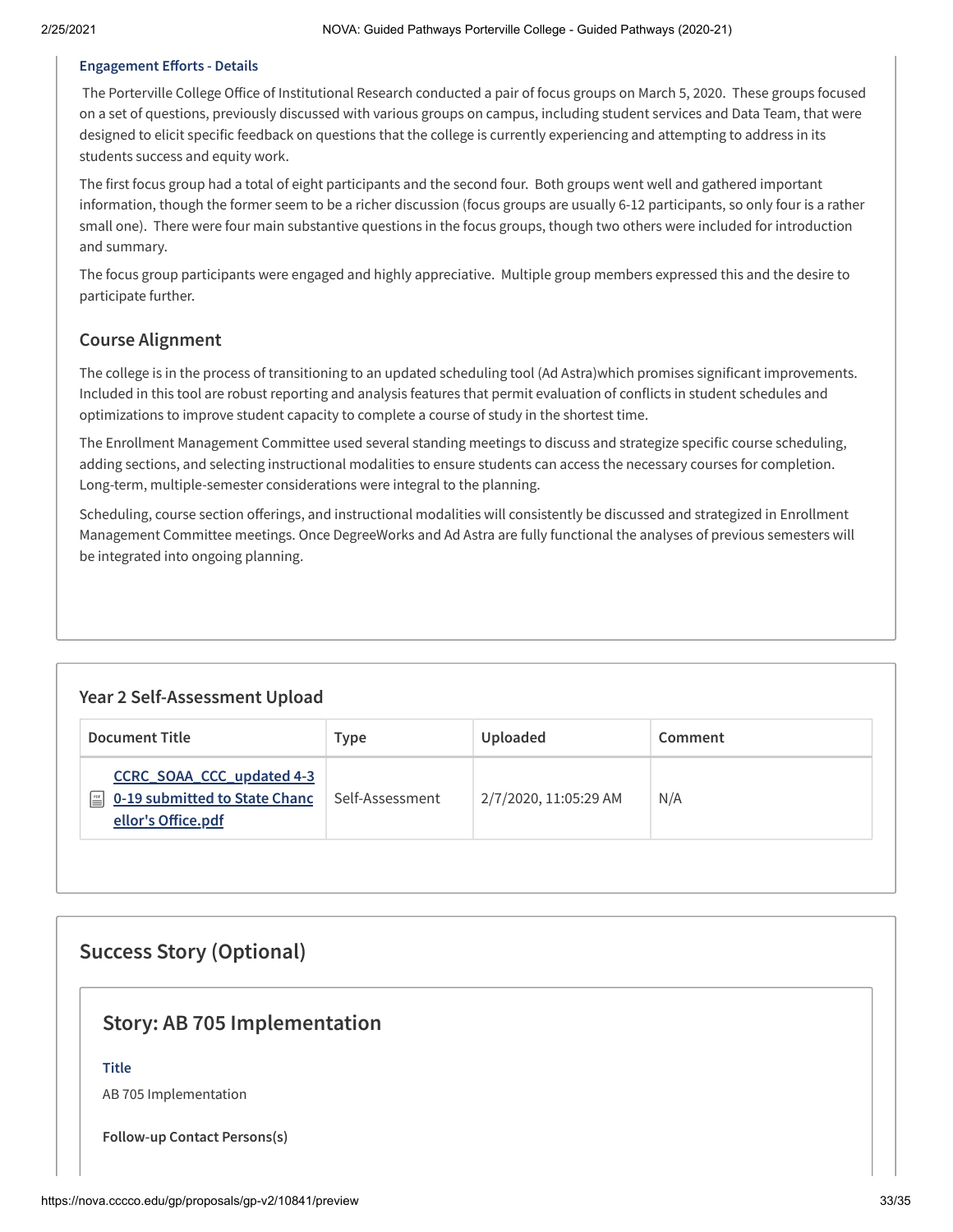**Engagement Efforts - Details**

The Porterville College Office of Institutional Research conducted a pair of focus groups on March 5, 2020. These groups focused on a set of questions, previously discussed with various groups on campus, including student services and Data Team, that were designed to elicit specific feedback on questions that the college is currently experiencing and attempting to address in its students success and equity work.

The first focus group had a total of eight participants and the second four. Both groups went well and gathered important information, though the former seem to be a richer discussion (focus groups are usually 6-12 participants, so only four is a rather small one). There were four main substantive questions in the focus groups, though two others were included for introduction and summary.

The focus group participants were engaged and highly appreciative. Multiple group members expressed this and the desire to participate further.

### Course Alignment

The college is in the process of transitioning to an updated scheduling tool (Ad Astra)which promises significant improvements. Included in this tool are robust reporting and analysis features that permit evaluation of conflicts in student schedules and optimizations to improve student capacity to complete a course of study in the shortest time.

The Enrollment Management Committee used several standing meetings to discuss and strategize specific course scheduling, adding sections, and selecting instructional modalities to ensure students can access the necessary courses for completion. Long-term, multiple-semester considerations were integral to the planning.

Scheduling, course section offerings, and instructional modalities will consistently be discussed and strategized in Enrollment Management Committee meetings. Once DegreeWorks and Ad Astra are fully functional the analyses of previous semesters will be integrated into ongoing planning.

### Year 2 Self-Assessment Upload

| Document Title | Type | Uploaded | Comment |
|---|---|---|---|
| CCRC_SOAA_CCC_updated 4-30-19 submitted to State Chancellor's Office.pdf | Self-Assessment | 2/7/2020, 11:05:29 AM | N/A |

## Success Story (Optional)

### Story: AB 705 Implementation

**Title**

AB 705 Implementation

**Follow-up Contact Persons(s)**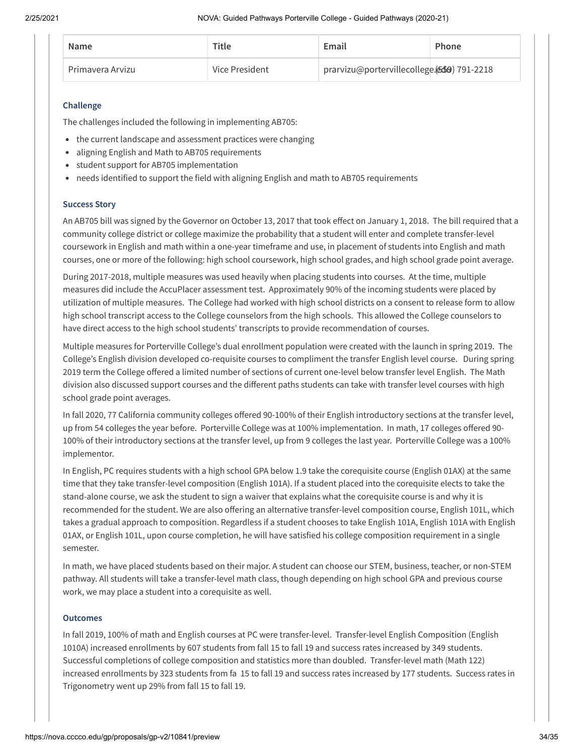| Name | Title | Email | Phone |
| --- | --- | --- | --- |
| Primavera Arvizu | Vice President | prarvizu@portervillecollege.edu | (559) 791-2218 |

### Challenge

The challenges included the following in implementing AB705:

- the current landscape and assessment practices were changing
- aligning English and Math to AB705 requirements
- student support for AB705 implementation
- needs identified to support the field with aligning English and math to AB705 requirements

### Success Story

An AB705 bill was signed by the Governor on October 13, 2017 that took effect on January 1, 2018. The bill required that a community college district or college maximize the probability that a student will enter and complete transfer-level coursework in English and math within a one-year timeframe and use, in placement of students into English and math courses, one or more of the following: high school coursework, high school grades, and high school grade point average.

During 2017-2018, multiple measures was used heavily when placing students into courses. At the time, multiple measures did include the AccuPlacer assessment test. Approximately 90% of the incoming students were placed by utilization of multiple measures. The College had worked with high school districts on a consent to release form to allow high school transcript access to the College counselors from the high schools. This allowed the College counselors to have direct access to the high school students' transcripts to provide recommendation of courses.

Multiple measures for Porterville College's dual enrollment population were created with the launch in spring 2019. The College's English division developed co-requisite courses to compliment the transfer English level course. During spring 2019 term the College offered a limited number of sections of current one-level below transfer level English. The Math division also discussed support courses and the different paths students can take with transfer level courses with high school grade point averages.

In fall 2020, 77 California community colleges offered 90-100% of their English introductory sections at the transfer level, up from 54 colleges the year before. Porterville College was at 100% implementation. In math, 17 colleges offered 90-100% of their introductory sections at the transfer level, up from 9 colleges the last year. Porterville College was a 100% implementor.

In English, PC requires students with a high school GPA below 1.9 take the corequisite course (English 01AX) at the same time that they take transfer-level composition (English 101A). If a student placed into the corequisite elects to take the stand-alone course, we ask the student to sign a waiver that explains what the corequisite course is and why it is recommended for the student. We are also offering an alternative transfer-level composition course, English 101L, which takes a gradual approach to composition. Regardless if a student chooses to take English 101A, English 101A with English 01AX, or English 101L, upon course completion, he will have satisfied his college composition requirement in a single semester.

In math, we have placed students based on their major. A student can choose our STEM, business, teacher, or non-STEM pathway. All students will take a transfer-level math class, though depending on high school GPA and previous course work, we may place a student into a corequisite as well.

### Outcomes

In fall 2019, 100% of math and English courses at PC were transfer-level. Transfer-level English Composition (English 1010A) increased enrollments by 607 students from fall 15 to fall 19 and success rates increased by 349 students. Successful completions of college composition and statistics more than doubled. Transfer-level math (Math 122) increased enrollments by 323 students from fa 15 to fall 19 and success rates increased by 177 students. Success rates in Trigonometry went up 29% from fall 15 to fall 19.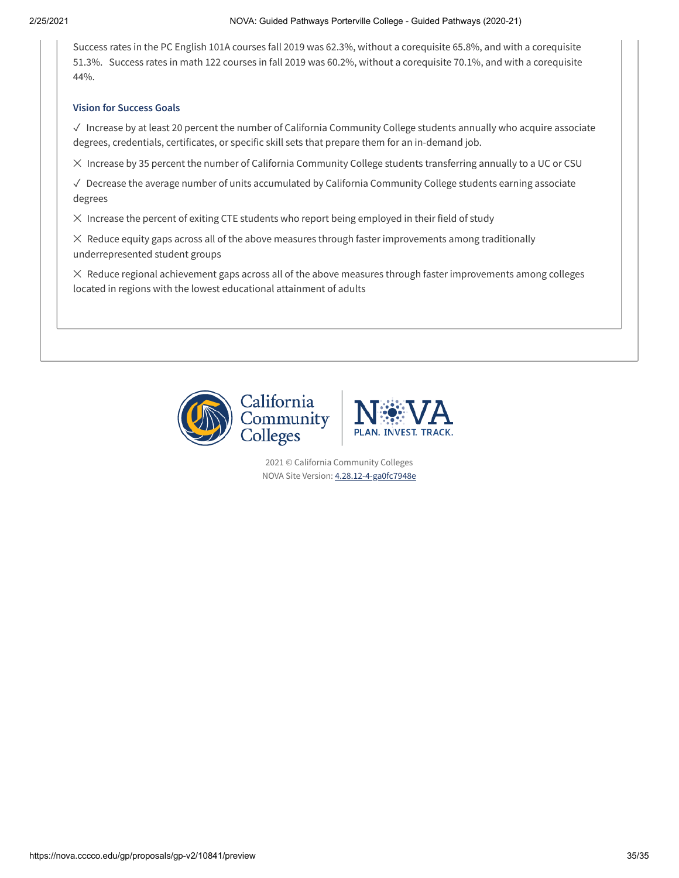Success rates in the PC English 101A courses fall 2019 was 62.3%, without a corequisite 65.8%, and with a corequisite 51.3%.   Success rates in math 122 courses in fall 2019 was 60.2%, without a corequisite 70.1%, and with a corequisite 44%.

### Vision for Success Goals

✓ Increase by at least 20 percent the number of California Community College students annually who acquire associate degrees, credentials, certificates, or specific skill sets that prepare them for an in-demand job.

✕ Increase by 35 percent the number of California Community College students transferring annually to a UC or CSU

✓ Decrease the average number of units accumulated by California Community College students earning associate degrees

✕ Increase the percent of exiting CTE students who report being employed in their field of study

✕ Reduce equity gaps across all of the above measures through faster improvements among traditionally underrepresented student groups

✕ Reduce regional achievement gaps across all of the above measures through faster improvements among colleges located in regions with the lowest educational attainment of adults

2021 © California Community Colleges
NOVA Site Version: 4.28.12-4-ga0fc7948e